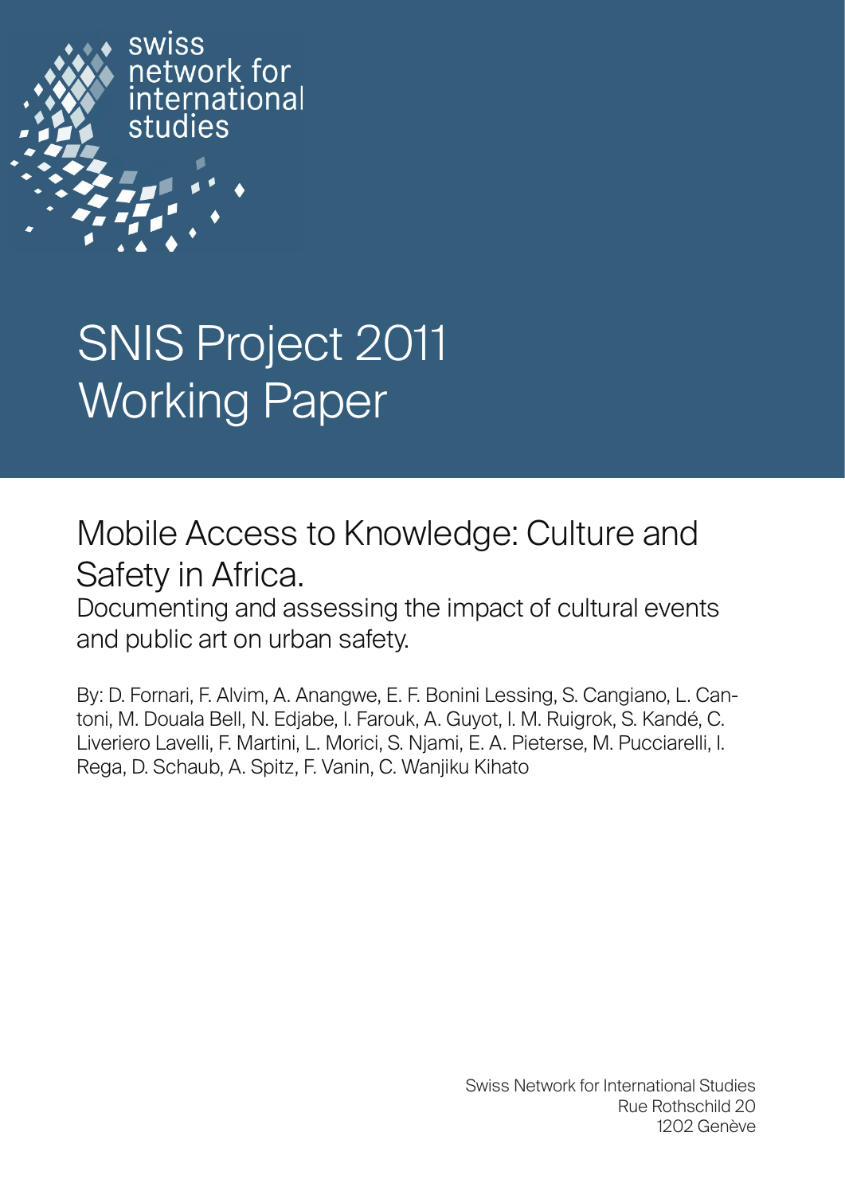swiss network for international studies

# SNIS Project 2011 Working Paper

## Mobile Access to Knowledge: Culture and Safety in Africa.

Documenting and assessing the impact of cultural events and public art on urban safety.

By: D. Fornari, F. Alvim, A. Anangwe, E. F. Bonini Lessing, S. Cangiano, L. Cantoni, M. Douala Bell, N. Edjabe, I. Farouk, A. Guyot, I. M. Ruigrok, S. Kandé, C. Liveriero Lavelli, F. Martini, L. Morici, S. Njami, E. A. Pieterse, M. Pucciarelli, I. Rega, D. Schaub, A. Spitz, F. Vanin, C. Wanjiku Kihato

Swiss Network for International Studies
Rue Rothschild 20
1202 Genève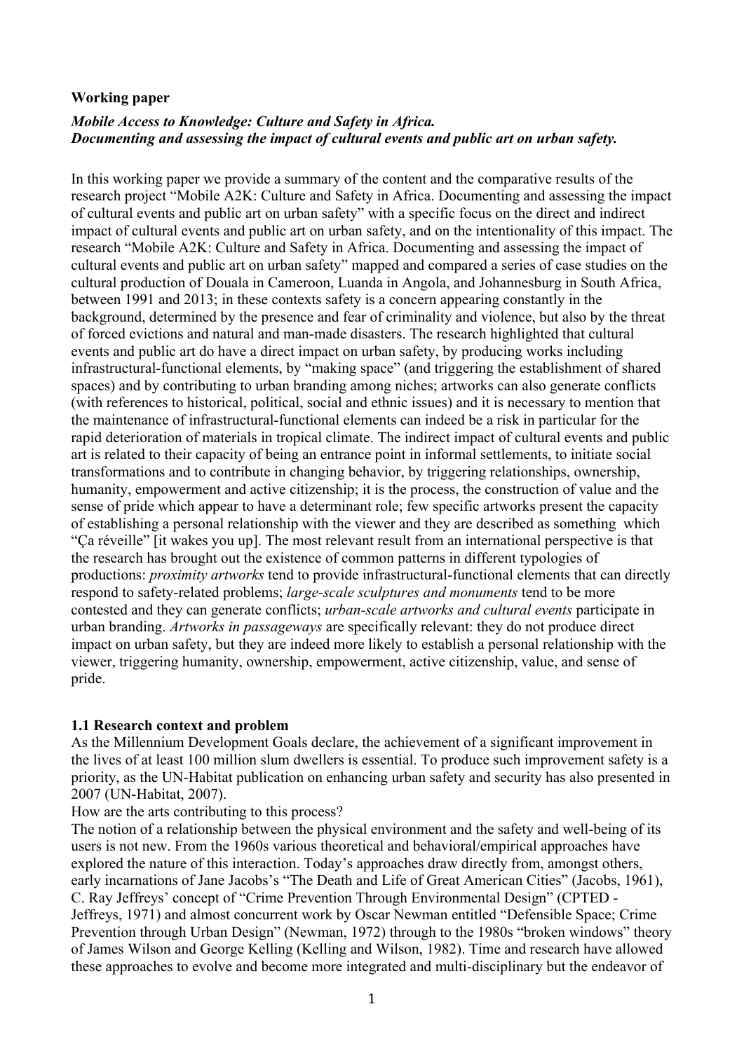**Working paper**

***Mobile Access to Knowledge: Culture and Safety in Africa. Documenting and assessing the impact of cultural events and public art on urban safety.***

In this working paper we provide a summary of the content and the comparative results of the research project "Mobile A2K: Culture and Safety in Africa. Documenting and assessing the impact of cultural events and public art on urban safety" with a specific focus on the direct and indirect impact of cultural events and public art on urban safety, and on the intentionality of this impact. The research "Mobile A2K: Culture and Safety in Africa. Documenting and assessing the impact of cultural events and public art on urban safety" mapped and compared a series of case studies on the cultural production of Douala in Cameroon, Luanda in Angola, and Johannesburg in South Africa, between 1991 and 2013; in these contexts safety is a concern appearing constantly in the background, determined by the presence and fear of criminality and violence, but also by the threat of forced evictions and natural and man-made disasters. The research highlighted that cultural events and public art do have a direct impact on urban safety, by producing works including infrastructural-functional elements, by "making space" (and triggering the establishment of shared spaces) and by contributing to urban branding among niches; artworks can also generate conflicts (with references to historical, political, social and ethnic issues) and it is necessary to mention that the maintenance of infrastructural-functional elements can indeed be a risk in particular for the rapid deterioration of materials in tropical climate. The indirect impact of cultural events and public art is related to their capacity of being an entrance point in informal settlements, to initiate social transformations and to contribute in changing behavior, by triggering relationships, ownership, humanity, empowerment and active citizenship; it is the process, the construction of value and the sense of pride which appear to have a determinant role; few specific artworks present the capacity of establishing a personal relationship with the viewer and they are described as something which "Ça réveille" [it wakes you up]. The most relevant result from an international perspective is that the research has brought out the existence of common patterns in different typologies of productions: *proximity artworks* tend to provide infrastructural-functional elements that can directly respond to safety-related problems; *large-scale sculptures and monuments* tend to be more contested and they can generate conflicts; *urban-scale artworks and cultural events* participate in urban branding. *Artworks in passageways* are specifically relevant: they do not produce direct impact on urban safety, but they are indeed more likely to establish a personal relationship with the viewer, triggering humanity, ownership, empowerment, active citizenship, value, and sense of pride.

## 1.1 Research context and problem

As the Millennium Development Goals declare, the achievement of a significant improvement in the lives of at least 100 million slum dwellers is essential. To produce such improvement safety is a priority, as the UN-Habitat publication on enhancing urban safety and security has also presented in 2007 (UN-Habitat, 2007).

How are the arts contributing to this process?

The notion of a relationship between the physical environment and the safety and well-being of its users is not new. From the 1960s various theoretical and behavioral/empirical approaches have explored the nature of this interaction. Today's approaches draw directly from, amongst others, early incarnations of Jane Jacobs's "The Death and Life of Great American Cities" (Jacobs, 1961), C. Ray Jeffreys' concept of "Crime Prevention Through Environmental Design" (CPTED - Jeffreys, 1971) and almost concurrent work by Oscar Newman entitled "Defensible Space; Crime Prevention through Urban Design" (Newman, 1972) through to the 1980s "broken windows" theory of James Wilson and George Kelling (Kelling and Wilson, 1982). Time and research have allowed these approaches to evolve and become more integrated and multi-disciplinary but the endeavor of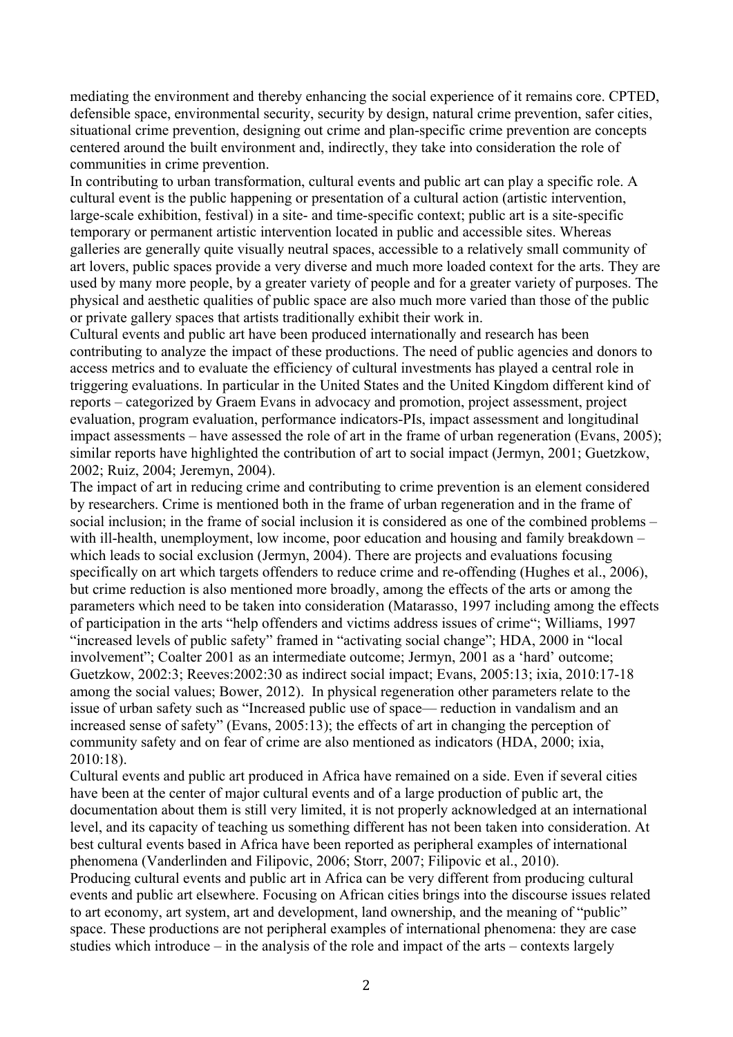mediating the environment and thereby enhancing the social experience of it remains core. CPTED, defensible space, environmental security, security by design, natural crime prevention, safer cities, situational crime prevention, designing out crime and plan-specific crime prevention are concepts centered around the built environment and, indirectly, they take into consideration the role of communities in crime prevention.

In contributing to urban transformation, cultural events and public art can play a specific role. A cultural event is the public happening or presentation of a cultural action (artistic intervention, large-scale exhibition, festival) in a site- and time-specific context; public art is a site-specific temporary or permanent artistic intervention located in public and accessible sites. Whereas galleries are generally quite visually neutral spaces, accessible to a relatively small community of art lovers, public spaces provide a very diverse and much more loaded context for the arts. They are used by many more people, by a greater variety of people and for a greater variety of purposes. The physical and aesthetic qualities of public space are also much more varied than those of the public or private gallery spaces that artists traditionally exhibit their work in.

Cultural events and public art have been produced internationally and research has been contributing to analyze the impact of these productions. The need of public agencies and donors to access metrics and to evaluate the efficiency of cultural investments has played a central role in triggering evaluations. In particular in the United States and the United Kingdom different kind of reports – categorized by Graem Evans in advocacy and promotion, project assessment, project evaluation, program evaluation, performance indicators-PIs, impact assessment and longitudinal impact assessments – have assessed the role of art in the frame of urban regeneration (Evans, 2005); similar reports have highlighted the contribution of art to social impact (Jermyn, 2001; Guetzkow, 2002; Ruiz, 2004; Jeremyn, 2004).

The impact of art in reducing crime and contributing to crime prevention is an element considered by researchers. Crime is mentioned both in the frame of urban regeneration and in the frame of social inclusion; in the frame of social inclusion it is considered as one of the combined problems – with ill-health, unemployment, low income, poor education and housing and family breakdown – which leads to social exclusion (Jermyn, 2004). There are projects and evaluations focusing specifically on art which targets offenders to reduce crime and re-offending (Hughes et al., 2006), but crime reduction is also mentioned more broadly, among the effects of the arts or among the parameters which need to be taken into consideration (Matarasso, 1997 including among the effects of participation in the arts "help offenders and victims address issues of crime"; Williams, 1997 "increased levels of public safety" framed in "activating social change"; HDA, 2000 in "local involvement"; Coalter 2001 as an intermediate outcome; Jermyn, 2001 as a 'hard' outcome; Guetzkow, 2002:3; Reeves:2002:30 as indirect social impact; Evans, 2005:13; ixia, 2010:17-18 among the social values; Bower, 2012). In physical regeneration other parameters relate to the issue of urban safety such as "Increased public use of space— reduction in vandalism and an increased sense of safety" (Evans, 2005:13); the effects of art in changing the perception of community safety and on fear of crime are also mentioned as indicators (HDA, 2000; ixia, 2010:18).

Cultural events and public art produced in Africa have remained on a side. Even if several cities have been at the center of major cultural events and of a large production of public art, the documentation about them is still very limited, it is not properly acknowledged at an international level, and its capacity of teaching us something different has not been taken into consideration. At best cultural events based in Africa have been reported as peripheral examples of international phenomena (Vanderlinden and Filipovic, 2006; Storr, 2007; Filipovic et al., 2010).

Producing cultural events and public art in Africa can be very different from producing cultural events and public art elsewhere. Focusing on African cities brings into the discourse issues related to art economy, art system, art and development, land ownership, and the meaning of "public" space. These productions are not peripheral examples of international phenomena: they are case studies which introduce – in the analysis of the role and impact of the arts – contexts largely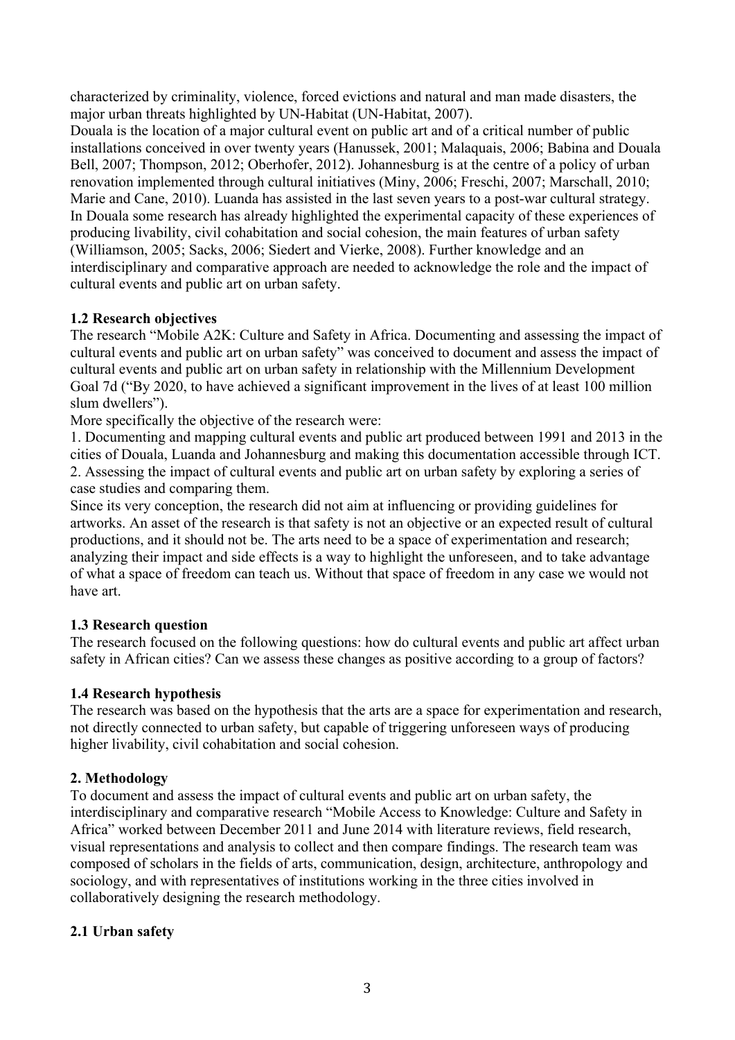characterized by criminality, violence, forced evictions and natural and man made disasters, the major urban threats highlighted by UN-Habitat (UN-Habitat, 2007).

Douala is the location of a major cultural event on public art and of a critical number of public installations conceived in over twenty years (Hanussek, 2001; Malaquais, 2006; Babina and Douala Bell, 2007; Thompson, 2012; Oberhofer, 2012). Johannesburg is at the centre of a policy of urban renovation implemented through cultural initiatives (Miny, 2006; Freschi, 2007; Marschall, 2010; Marie and Cane, 2010). Luanda has assisted in the last seven years to a post-war cultural strategy. In Douala some research has already highlighted the experimental capacity of these experiences of producing livability, civil cohabitation and social cohesion, the main features of urban safety (Williamson, 2005; Sacks, 2006; Siedert and Vierke, 2008). Further knowledge and an interdisciplinary and comparative approach are needed to acknowledge the role and the impact of cultural events and public art on urban safety.

### 1.2 Research objectives

The research "Mobile A2K: Culture and Safety in Africa. Documenting and assessing the impact of cultural events and public art on urban safety" was conceived to document and assess the impact of cultural events and public art on urban safety in relationship with the Millennium Development Goal 7d ("By 2020, to have achieved a significant improvement in the lives of at least 100 million slum dwellers").

More specifically the objective of the research were:

1. Documenting and mapping cultural events and public art produced between 1991 and 2013 in the cities of Douala, Luanda and Johannesburg and making this documentation accessible through ICT.
2. Assessing the impact of cultural events and public art on urban safety by exploring a series of case studies and comparing them.

Since its very conception, the research did not aim at influencing or providing guidelines for artworks. An asset of the research is that safety is not an objective or an expected result of cultural productions, and it should not be. The arts need to be a space of experimentation and research; analyzing their impact and side effects is a way to highlight the unforeseen, and to take advantage of what a space of freedom can teach us. Without that space of freedom in any case we would not have art.

### 1.3 Research question

The research focused on the following questions: how do cultural events and public art affect urban safety in African cities? Can we assess these changes as positive according to a group of factors?

### 1.4 Research hypothesis

The research was based on the hypothesis that the arts are a space for experimentation and research, not directly connected to urban safety, but capable of triggering unforeseen ways of producing higher livability, civil cohabitation and social cohesion.

## 2. Methodology

To document and assess the impact of cultural events and public art on urban safety, the interdisciplinary and comparative research "Mobile Access to Knowledge: Culture and Safety in Africa" worked between December 2011 and June 2014 with literature reviews, field research, visual representations and analysis to collect and then compare findings. The research team was composed of scholars in the fields of arts, communication, design, architecture, anthropology and sociology, and with representatives of institutions working in the three cities involved in collaboratively designing the research methodology.

### 2.1 Urban safety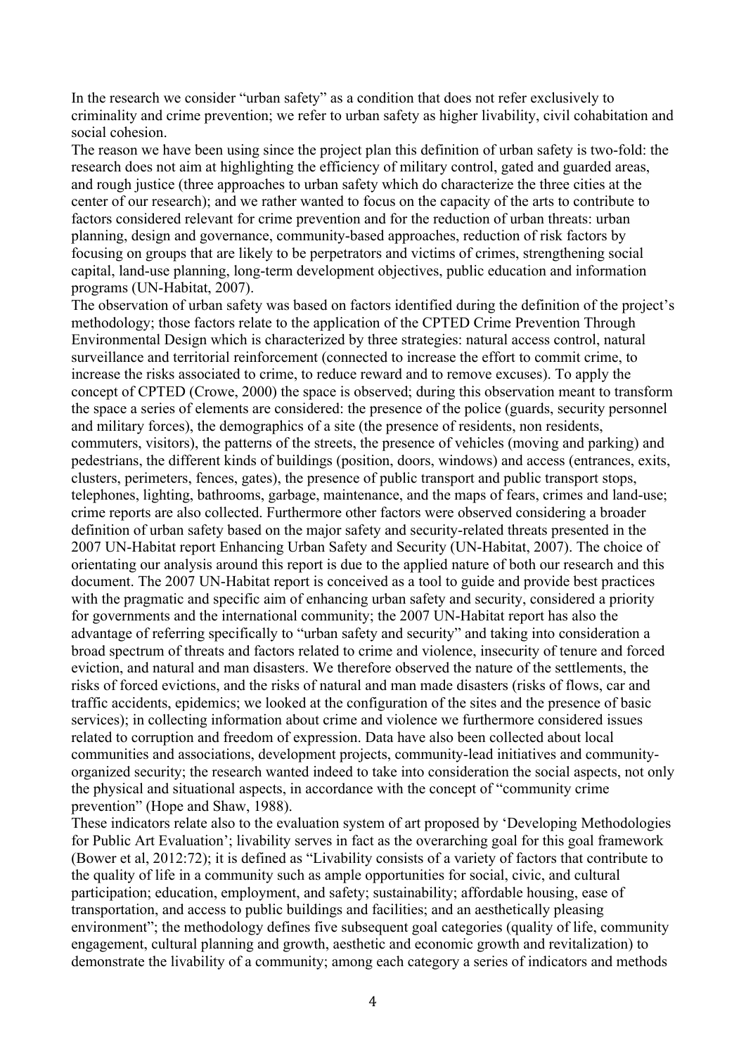In the research we consider "urban safety" as a condition that does not refer exclusively to criminality and crime prevention; we refer to urban safety as higher livability, civil cohabitation and social cohesion.

The reason we have been using since the project plan this definition of urban safety is two-fold: the research does not aim at highlighting the efficiency of military control, gated and guarded areas, and rough justice (three approaches to urban safety which do characterize the three cities at the center of our research); and we rather wanted to focus on the capacity of the arts to contribute to factors considered relevant for crime prevention and for the reduction of urban threats: urban planning, design and governance, community-based approaches, reduction of risk factors by focusing on groups that are likely to be perpetrators and victims of crimes, strengthening social capital, land-use planning, long-term development objectives, public education and information programs (UN-Habitat, 2007).

The observation of urban safety was based on factors identified during the definition of the project's methodology; those factors relate to the application of the CPTED Crime Prevention Through Environmental Design which is characterized by three strategies: natural access control, natural surveillance and territorial reinforcement (connected to increase the effort to commit crime, to increase the risks associated to crime, to reduce reward and to remove excuses). To apply the concept of CPTED (Crowe, 2000) the space is observed; during this observation meant to transform the space a series of elements are considered: the presence of the police (guards, security personnel and military forces), the demographics of a site (the presence of residents, non residents, commuters, visitors), the patterns of the streets, the presence of vehicles (moving and parking) and pedestrians, the different kinds of buildings (position, doors, windows) and access (entrances, exits, clusters, perimeters, fences, gates), the presence of public transport and public transport stops, telephones, lighting, bathrooms, garbage, maintenance, and the maps of fears, crimes and land-use; crime reports are also collected. Furthermore other factors were observed considering a broader definition of urban safety based on the major safety and security-related threats presented in the 2007 UN-Habitat report Enhancing Urban Safety and Security (UN-Habitat, 2007). The choice of orientating our analysis around this report is due to the applied nature of both our research and this document. The 2007 UN-Habitat report is conceived as a tool to guide and provide best practices with the pragmatic and specific aim of enhancing urban safety and security, considered a priority for governments and the international community; the 2007 UN-Habitat report has also the advantage of referring specifically to "urban safety and security" and taking into consideration a broad spectrum of threats and factors related to crime and violence, insecurity of tenure and forced eviction, and natural and man disasters. We therefore observed the nature of the settlements, the risks of forced evictions, and the risks of natural and man made disasters (risks of flows, car and traffic accidents, epidemics; we looked at the configuration of the sites and the presence of basic services); in collecting information about crime and violence we furthermore considered issues related to corruption and freedom of expression. Data have also been collected about local communities and associations, development projects, community-lead initiatives and community-organized security; the research wanted indeed to take into consideration the social aspects, not only the physical and situational aspects, in accordance with the concept of "community crime prevention" (Hope and Shaw, 1988).

These indicators relate also to the evaluation system of art proposed by 'Developing Methodologies for Public Art Evaluation'; livability serves in fact as the overarching goal for this goal framework (Bower et al, 2012:72); it is defined as "Livability consists of a variety of factors that contribute to the quality of life in a community such as ample opportunities for social, civic, and cultural participation; education, employment, and safety; sustainability; affordable housing, ease of transportation, and access to public buildings and facilities; and an aesthetically pleasing environment"; the methodology defines five subsequent goal categories (quality of life, community engagement, cultural planning and growth, aesthetic and economic growth and revitalization) to demonstrate the livability of a community; among each category a series of indicators and methods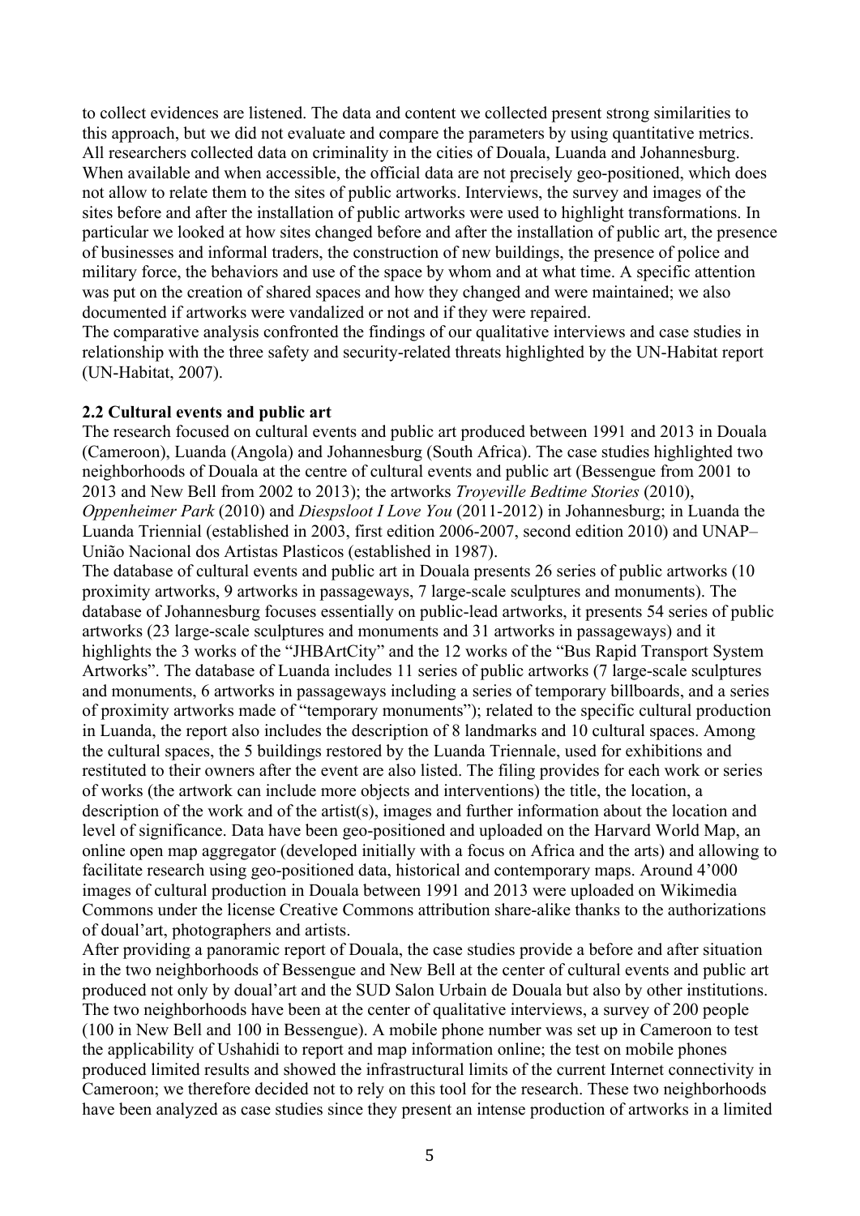to collect evidences are listened. The data and content we collected present strong similarities to this approach, but we did not evaluate and compare the parameters by using quantitative metrics. All researchers collected data on criminality in the cities of Douala, Luanda and Johannesburg. When available and when accessible, the official data are not precisely geo-positioned, which does not allow to relate them to the sites of public artworks. Interviews, the survey and images of the sites before and after the installation of public artworks were used to highlight transformations. In particular we looked at how sites changed before and after the installation of public art, the presence of businesses and informal traders, the construction of new buildings, the presence of police and military force, the behaviors and use of the space by whom and at what time. A specific attention was put on the creation of shared spaces and how they changed and were maintained; we also documented if artworks were vandalized or not and if they were repaired.

The comparative analysis confronted the findings of our qualitative interviews and case studies in relationship with the three safety and security-related threats highlighted by the UN-Habitat report (UN-Habitat, 2007).

**2.2 Cultural events and public art**

The research focused on cultural events and public art produced between 1991 and 2013 in Douala (Cameroon), Luanda (Angola) and Johannesburg (South Africa). The case studies highlighted two neighborhoods of Douala at the centre of cultural events and public art (Bessengue from 2001 to 2013 and New Bell from 2002 to 2013); the artworks *Troyeville Bedtime Stories* (2010), *Oppenheimer Park* (2010) and *Diespsloot I Love You* (2011-2012) in Johannesburg; in Luanda the Luanda Triennial (established in 2003, first edition 2006-2007, second edition 2010) and UNAP– União Nacional dos Artistas Plasticos (established in 1987).

The database of cultural events and public art in Douala presents 26 series of public artworks (10 proximity artworks, 9 artworks in passageways, 7 large-scale sculptures and monuments). The database of Johannesburg focuses essentially on public-lead artworks, it presents 54 series of public artworks (23 large-scale sculptures and monuments and 31 artworks in passageways) and it highlights the 3 works of the "JHBArtCity" and the 12 works of the "Bus Rapid Transport System Artworks". The database of Luanda includes 11 series of public artworks (7 large-scale sculptures and monuments, 6 artworks in passageways including a series of temporary billboards, and a series of proximity artworks made of "temporary monuments"); related to the specific cultural production in Luanda, the report also includes the description of 8 landmarks and 10 cultural spaces. Among the cultural spaces, the 5 buildings restored by the Luanda Triennale, used for exhibitions and restituted to their owners after the event are also listed. The filing provides for each work or series of works (the artwork can include more objects and interventions) the title, the location, a description of the work and of the artist(s), images and further information about the location and level of significance. Data have been geo-positioned and uploaded on the Harvard World Map, an online open map aggregator (developed initially with a focus on Africa and the arts) and allowing to facilitate research using geo-positioned data, historical and contemporary maps. Around 4'000 images of cultural production in Douala between 1991 and 2013 were uploaded on Wikimedia Commons under the license Creative Commons attribution share-alike thanks to the authorizations of doual'art, photographers and artists.

After providing a panoramic report of Douala, the case studies provide a before and after situation in the two neighborhoods of Bessengue and New Bell at the center of cultural events and public art produced not only by doual'art and the SUD Salon Urbain de Douala but also by other institutions. The two neighborhoods have been at the center of qualitative interviews, a survey of 200 people (100 in New Bell and 100 in Bessengue). A mobile phone number was set up in Cameroon to test the applicability of Ushahidi to report and map information online; the test on mobile phones produced limited results and showed the infrastructural limits of the current Internet connectivity in Cameroon; we therefore decided not to rely on this tool for the research. These two neighborhoods have been analyzed as case studies since they present an intense production of artworks in a limited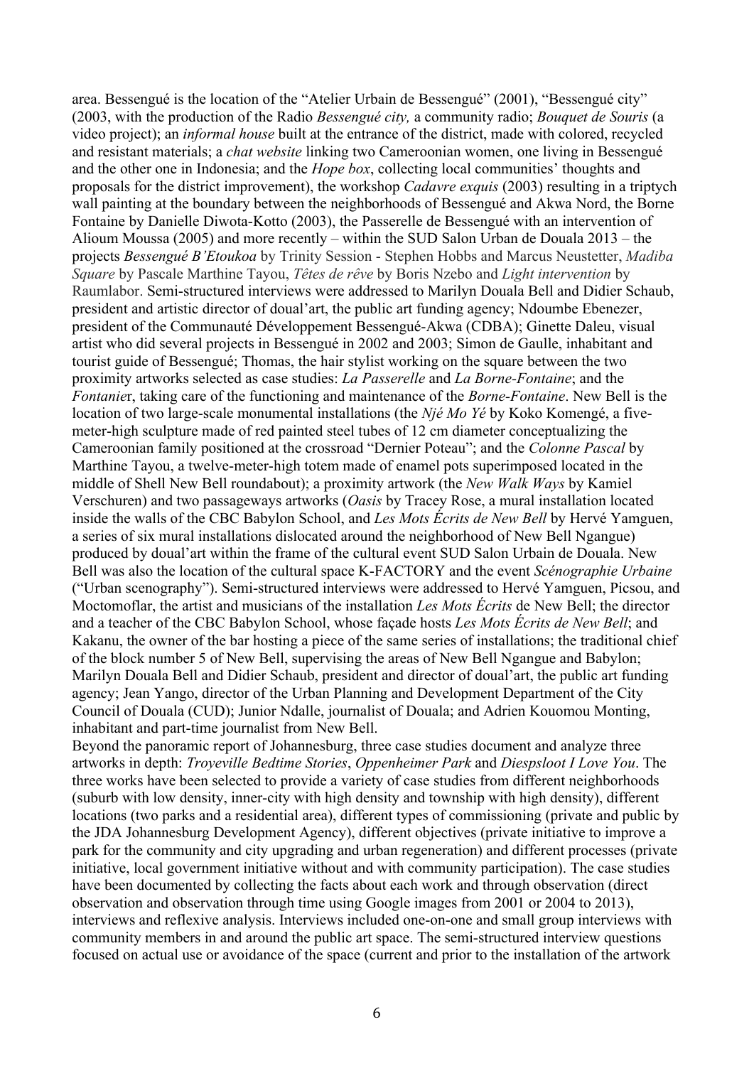area. Bessengué is the location of the "Atelier Urbain de Bessengué" (2001), "Bessengué city" (2003, with the production of the Radio *Bessengué city,* a community radio; *Bouquet de Souris* (a video project); an *informal house* built at the entrance of the district, made with colored, recycled and resistant materials; a *chat website* linking two Cameroonian women, one living in Bessengué and the other one in Indonesia; and the *Hope box*, collecting local communities' thoughts and proposals for the district improvement), the workshop *Cadavre exquis* (2003) resulting in a triptych wall painting at the boundary between the neighborhoods of Bessengué and Akwa Nord, the Borne Fontaine by Danielle Diwota-Kotto (2003), the Passerelle de Bessengué with an intervention of Alioum Moussa (2005) and more recently – within the SUD Salon Urban de Douala 2013 – the projects *Bessengué B'Etoukoa* by Trinity Session - Stephen Hobbs and Marcus Neustetter, *Madiba Square* by Pascale Marthine Tayou, *Têtes de rêve* by Boris Nzebo and *Light intervention* by Raumlabor. Semi-structured interviews were addressed to Marilyn Douala Bell and Didier Schaub, president and artistic director of doual'art, the public art funding agency; Ndoumbe Ebenezer, president of the Communauté Développement Bessengué-Akwa (CDBA); Ginette Daleu, visual artist who did several projects in Bessengué in 2002 and 2003; Simon de Gaulle, inhabitant and tourist guide of Bessengué; Thomas, the hair stylist working on the square between the two proximity artworks selected as case studies: *La Passerelle* and *La Borne-Fontaine*; and the *Fontanie*r, taking care of the functioning and maintenance of the *Borne-Fontaine*. New Bell is the location of two large-scale monumental installations (the *Njé Mo Yé* by Koko Komengé, a five-meter-high sculpture made of red painted steel tubes of 12 cm diameter conceptualizing the Cameroonian family positioned at the crossroad "Dernier Poteau"; and the *Colonne Pascal* by Marthine Tayou, a twelve-meter-high totem made of enamel pots superimposed located in the middle of Shell New Bell roundabout); a proximity artwork (the *New Walk Ways* by Kamiel Verschuren) and two passageways artworks (*Oasis* by Tracey Rose, a mural installation located inside the walls of the CBC Babylon School, and *Les Mots Écrits de New Bell* by Hervé Yamguen, a series of six mural installations dislocated around the neighborhood of New Bell Ngangue) produced by doual'art within the frame of the cultural event SUD Salon Urbain de Douala. New Bell was also the location of the cultural space K-FACTORY and the event *Scénographie Urbaine* ("Urban scenography"). Semi-structured interviews were addressed to Hervé Yamguen, Picsou, and Moctomoflar, the artist and musicians of the installation *Les Mots Écrits* de New Bell; the director and a teacher of the CBC Babylon School, whose façade hosts *Les Mots Écrits de New Bell*; and Kakanu, the owner of the bar hosting a piece of the same series of installations; the traditional chief of the block number 5 of New Bell, supervising the areas of New Bell Ngangue and Babylon; Marilyn Douala Bell and Didier Schaub, president and director of doual'art, the public art funding agency; Jean Yango, director of the Urban Planning and Development Department of the City Council of Douala (CUD); Junior Ndalle, journalist of Douala; and Adrien Kouomou Monting, inhabitant and part-time journalist from New Bell.

Beyond the panoramic report of Johannesburg, three case studies document and analyze three artworks in depth: *Troyeville Bedtime Stories*, *Oppenheimer Park* and *Diespsloot I Love You*. The three works have been selected to provide a variety of case studies from different neighborhoods (suburb with low density, inner-city with high density and township with high density), different locations (two parks and a residential area), different types of commissioning (private and public by the JDA Johannesburg Development Agency), different objectives (private initiative to improve a park for the community and city upgrading and urban regeneration) and different processes (private initiative, local government initiative without and with community participation). The case studies have been documented by collecting the facts about each work and through observation (direct observation and observation through time using Google images from 2001 or 2004 to 2013), interviews and reflexive analysis. Interviews included one-on-one and small group interviews with community members in and around the public art space. The semi-structured interview questions focused on actual use or avoidance of the space (current and prior to the installation of the artwork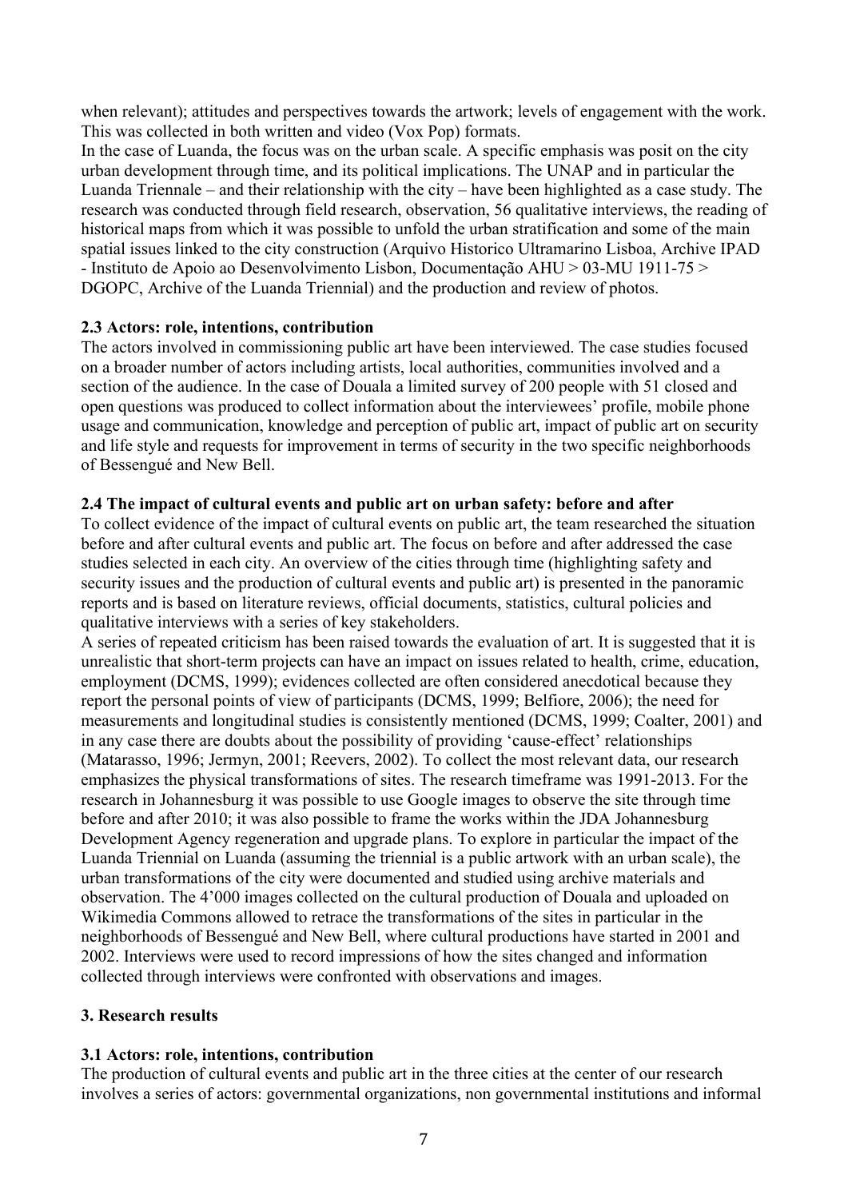when relevant); attitudes and perspectives towards the artwork; levels of engagement with the work. This was collected in both written and video (Vox Pop) formats.

In the case of Luanda, the focus was on the urban scale. A specific emphasis was posit on the city urban development through time, and its political implications. The UNAP and in particular the Luanda Triennale – and their relationship with the city – have been highlighted as a case study. The research was conducted through field research, observation, 56 qualitative interviews, the reading of historical maps from which it was possible to unfold the urban stratification and some of the main spatial issues linked to the city construction (Arquivo Historico Ultramarino Lisboa, Archive IPAD - Instituto de Apoio ao Desenvolvimento Lisbon, Documentação AHU > 03-MU 1911-75 > DGOPC, Archive of the Luanda Triennial) and the production and review of photos.

### 2.3 Actors: role, intentions, contribution

The actors involved in commissioning public art have been interviewed. The case studies focused on a broader number of actors including artists, local authorities, communities involved and a section of the audience. In the case of Douala a limited survey of 200 people with 51 closed and open questions was produced to collect information about the interviewees' profile, mobile phone usage and communication, knowledge and perception of public art, impact of public art on security and life style and requests for improvement in terms of security in the two specific neighborhoods of Bessengué and New Bell.

### 2.4 The impact of cultural events and public art on urban safety: before and after

To collect evidence of the impact of cultural events on public art, the team researched the situation before and after cultural events and public art. The focus on before and after addressed the case studies selected in each city. An overview of the cities through time (highlighting safety and security issues and the production of cultural events and public art) is presented in the panoramic reports and is based on literature reviews, official documents, statistics, cultural policies and qualitative interviews with a series of key stakeholders.

A series of repeated criticism has been raised towards the evaluation of art. It is suggested that it is unrealistic that short-term projects can have an impact on issues related to health, crime, education, employment (DCMS, 1999); evidences collected are often considered anecdotical because they report the personal points of view of participants (DCMS, 1999; Belfiore, 2006); the need for measurements and longitudinal studies is consistently mentioned (DCMS, 1999; Coalter, 2001) and in any case there are doubts about the possibility of providing 'cause-effect' relationships (Matarasso, 1996; Jermyn, 2001; Reevers, 2002). To collect the most relevant data, our research emphasizes the physical transformations of sites. The research timeframe was 1991-2013. For the research in Johannesburg it was possible to use Google images to observe the site through time before and after 2010; it was also possible to frame the works within the JDA Johannesburg Development Agency regeneration and upgrade plans. To explore in particular the impact of the Luanda Triennial on Luanda (assuming the triennial is a public artwork with an urban scale), the urban transformations of the city were documented and studied using archive materials and observation. The 4'000 images collected on the cultural production of Douala and uploaded on Wikimedia Commons allowed to retrace the transformations of the sites in particular in the neighborhoods of Bessengué and New Bell, where cultural productions have started in 2001 and 2002. Interviews were used to record impressions of how the sites changed and information collected through interviews were confronted with observations and images.

## 3. Research results

### 3.1 Actors: role, intentions, contribution

The production of cultural events and public art in the three cities at the center of our research involves a series of actors: governmental organizations, non governmental institutions and informal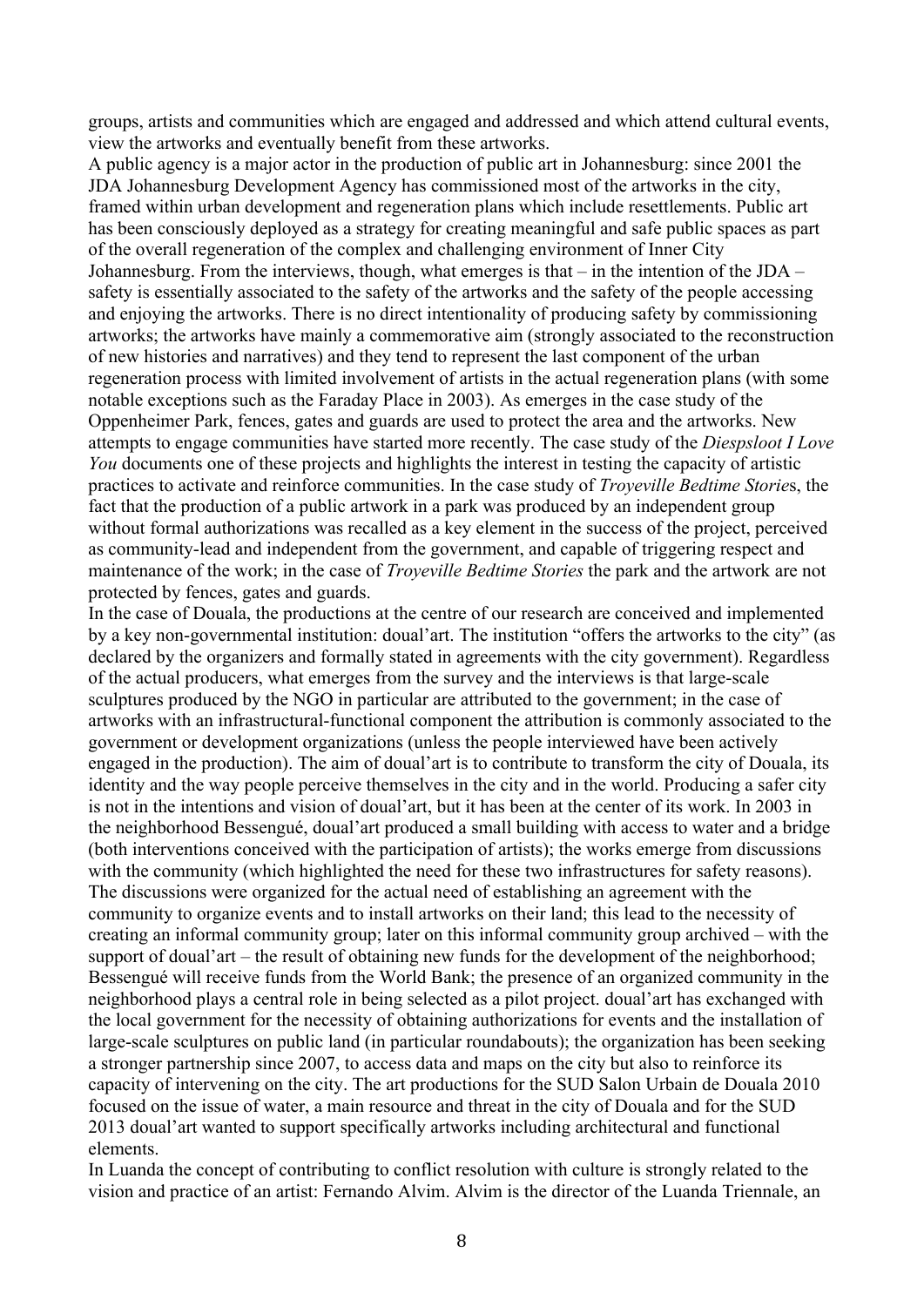groups, artists and communities which are engaged and addressed and which attend cultural events, view the artworks and eventually benefit from these artworks.

A public agency is a major actor in the production of public art in Johannesburg: since 2001 the JDA Johannesburg Development Agency has commissioned most of the artworks in the city, framed within urban development and regeneration plans which include resettlements. Public art has been consciously deployed as a strategy for creating meaningful and safe public spaces as part of the overall regeneration of the complex and challenging environment of Inner City Johannesburg. From the interviews, though, what emerges is that – in the intention of the JDA – safety is essentially associated to the safety of the artworks and the safety of the people accessing and enjoying the artworks. There is no direct intentionality of producing safety by commissioning artworks; the artworks have mainly a commemorative aim (strongly associated to the reconstruction of new histories and narratives) and they tend to represent the last component of the urban regeneration process with limited involvement of artists in the actual regeneration plans (with some notable exceptions such as the Faraday Place in 2003). As emerges in the case study of the Oppenheimer Park, fences, gates and guards are used to protect the area and the artworks. New attempts to engage communities have started more recently. The case study of the *Diespsloot I Love You* documents one of these projects and highlights the interest in testing the capacity of artistic practices to activate and reinforce communities. In the case study of *Troyeville Bedtime Stories*, the fact that the production of a public artwork in a park was produced by an independent group without formal authorizations was recalled as a key element in the success of the project, perceived as community-lead and independent from the government, and capable of triggering respect and maintenance of the work; in the case of *Troyeville Bedtime Stories* the park and the artwork are not protected by fences, gates and guards.

In the case of Douala, the productions at the centre of our research are conceived and implemented by a key non-governmental institution: doual'art. The institution "offers the artworks to the city" (as declared by the organizers and formally stated in agreements with the city government). Regardless of the actual producers, what emerges from the survey and the interviews is that large-scale sculptures produced by the NGO in particular are attributed to the government; in the case of artworks with an infrastructural-functional component the attribution is commonly associated to the government or development organizations (unless the people interviewed have been actively engaged in the production). The aim of doual'art is to contribute to transform the city of Douala, its identity and the way people perceive themselves in the city and in the world. Producing a safer city is not in the intentions and vision of doual'art, but it has been at the center of its work. In 2003 in the neighborhood Bessengué, doual'art produced a small building with access to water and a bridge (both interventions conceived with the participation of artists); the works emerge from discussions with the community (which highlighted the need for these two infrastructures for safety reasons). The discussions were organized for the actual need of establishing an agreement with the community to organize events and to install artworks on their land; this lead to the necessity of creating an informal community group; later on this informal community group archived – with the support of doual'art – the result of obtaining new funds for the development of the neighborhood; Bessengué will receive funds from the World Bank; the presence of an organized community in the neighborhood plays a central role in being selected as a pilot project. doual'art has exchanged with the local government for the necessity of obtaining authorizations for events and the installation of large-scale sculptures on public land (in particular roundabouts); the organization has been seeking a stronger partnership since 2007, to access data and maps on the city but also to reinforce its capacity of intervening on the city. The art productions for the SUD Salon Urbain de Douala 2010 focused on the issue of water, a main resource and threat in the city of Douala and for the SUD 2013 doual'art wanted to support specifically artworks including architectural and functional elements.

In Luanda the concept of contributing to conflict resolution with culture is strongly related to the vision and practice of an artist: Fernando Alvim. Alvim is the director of the Luanda Triennale, an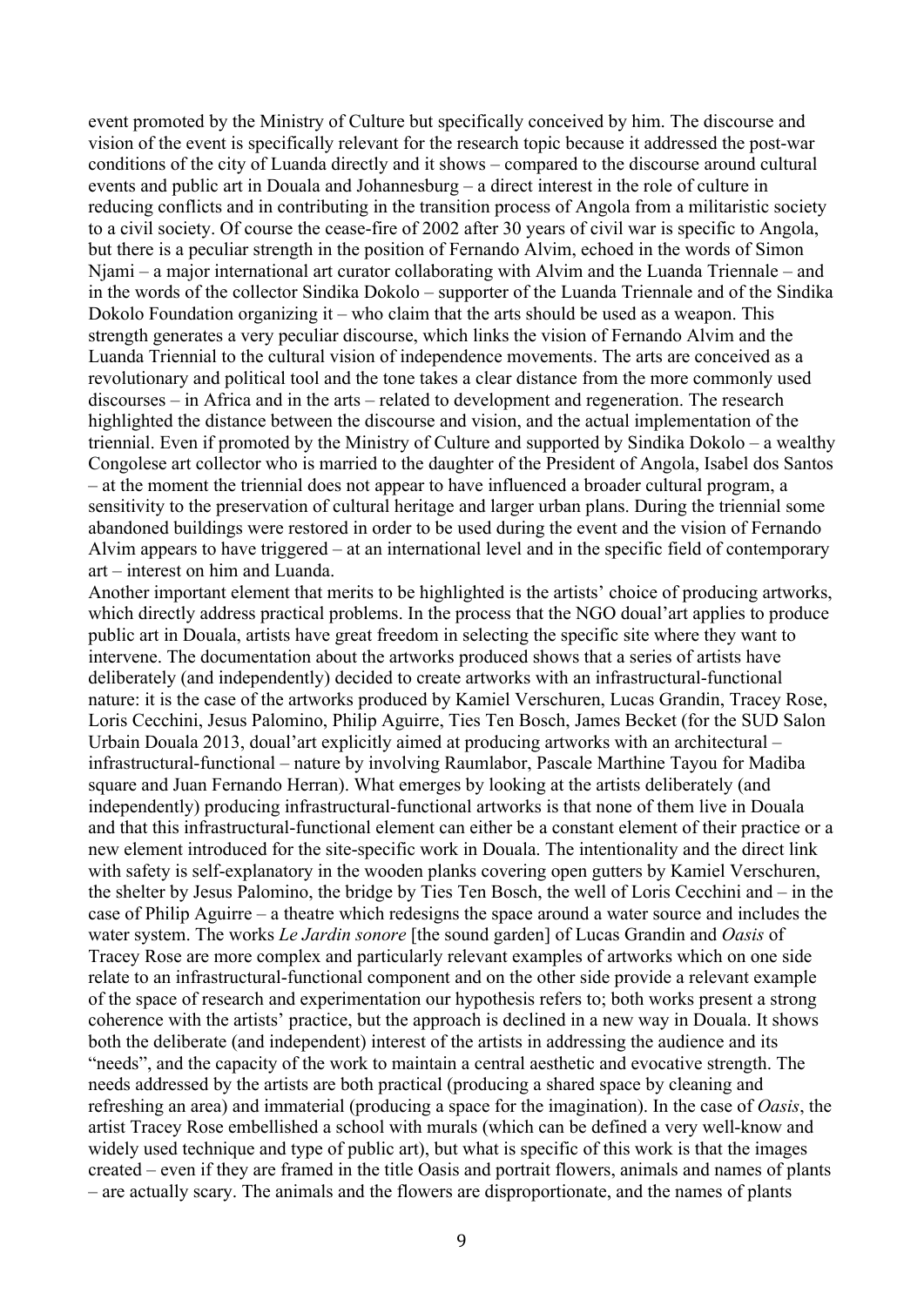event promoted by the Ministry of Culture but specifically conceived by him. The discourse and vision of the event is specifically relevant for the research topic because it addressed the post-war conditions of the city of Luanda directly and it shows – compared to the discourse around cultural events and public art in Douala and Johannesburg – a direct interest in the role of culture in reducing conflicts and in contributing in the transition process of Angola from a militaristic society to a civil society. Of course the cease-fire of 2002 after 30 years of civil war is specific to Angola, but there is a peculiar strength in the position of Fernando Alvim, echoed in the words of Simon Njami – a major international art curator collaborating with Alvim and the Luanda Triennale – and in the words of the collector Sindika Dokolo – supporter of the Luanda Triennale and of the Sindika Dokolo Foundation organizing it – who claim that the arts should be used as a weapon. This strength generates a very peculiar discourse, which links the vision of Fernando Alvim and the Luanda Triennial to the cultural vision of independence movements. The arts are conceived as a revolutionary and political tool and the tone takes a clear distance from the more commonly used discourses – in Africa and in the arts – related to development and regeneration. The research highlighted the distance between the discourse and vision, and the actual implementation of the triennial. Even if promoted by the Ministry of Culture and supported by Sindika Dokolo – a wealthy Congolese art collector who is married to the daughter of the President of Angola, Isabel dos Santos – at the moment the triennial does not appear to have influenced a broader cultural program, a sensitivity to the preservation of cultural heritage and larger urban plans. During the triennial some abandoned buildings were restored in order to be used during the event and the vision of Fernando Alvim appears to have triggered – at an international level and in the specific field of contemporary art – interest on him and Luanda.

Another important element that merits to be highlighted is the artists' choice of producing artworks, which directly address practical problems. In the process that the NGO doual'art applies to produce public art in Douala, artists have great freedom in selecting the specific site where they want to intervene. The documentation about the artworks produced shows that a series of artists have deliberately (and independently) decided to create artworks with an infrastructural-functional nature: it is the case of the artworks produced by Kamiel Verschuren, Lucas Grandin, Tracey Rose, Loris Cecchini, Jesus Palomino, Philip Aguirre, Ties Ten Bosch, James Becket (for the SUD Salon Urbain Douala 2013, doual'art explicitly aimed at producing artworks with an architectural – infrastructural-functional – nature by involving Raumlabor, Pascale Marthine Tayou for Madiba square and Juan Fernando Herran). What emerges by looking at the artists deliberately (and independently) producing infrastructural-functional artworks is that none of them live in Douala and that this infrastructural-functional element can either be a constant element of their practice or a new element introduced for the site-specific work in Douala. The intentionality and the direct link with safety is self-explanatory in the wooden planks covering open gutters by Kamiel Verschuren, the shelter by Jesus Palomino, the bridge by Ties Ten Bosch, the well of Loris Cecchini and – in the case of Philip Aguirre – a theatre which redesigns the space around a water source and includes the water system. The works *Le Jardin sonore* [the sound garden] of Lucas Grandin and *Oasis* of Tracey Rose are more complex and particularly relevant examples of artworks which on one side relate to an infrastructural-functional component and on the other side provide a relevant example of the space of research and experimentation our hypothesis refers to; both works present a strong coherence with the artists' practice, but the approach is declined in a new way in Douala. It shows both the deliberate (and independent) interest of the artists in addressing the audience and its "needs", and the capacity of the work to maintain a central aesthetic and evocative strength. The needs addressed by the artists are both practical (producing a shared space by cleaning and refreshing an area) and immaterial (producing a space for the imagination). In the case of *Oasis*, the artist Tracey Rose embellished a school with murals (which can be defined a very well-know and widely used technique and type of public art), but what is specific of this work is that the images created – even if they are framed in the title Oasis and portrait flowers, animals and names of plants – are actually scary. The animals and the flowers are disproportionate, and the names of plants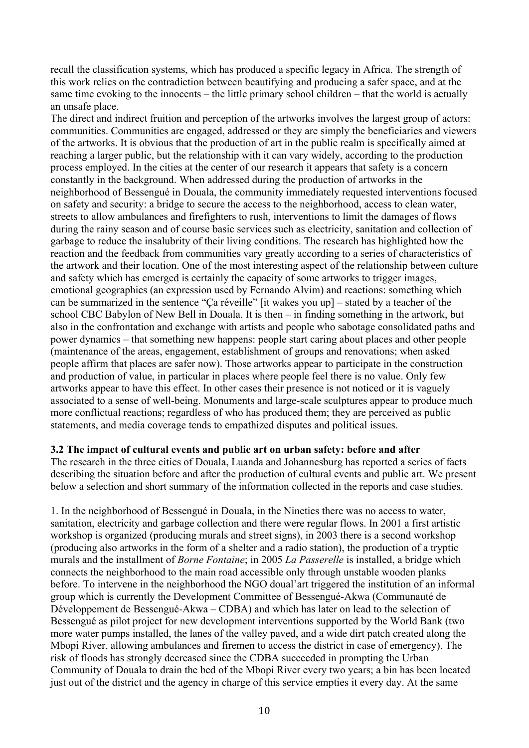recall the classification systems, which has produced a specific legacy in Africa. The strength of this work relies on the contradiction between beautifying and producing a safer space, and at the same time evoking to the innocents – the little primary school children – that the world is actually an unsafe place.

The direct and indirect fruition and perception of the artworks involves the largest group of actors: communities. Communities are engaged, addressed or they are simply the beneficiaries and viewers of the artworks. It is obvious that the production of art in the public realm is specifically aimed at reaching a larger public, but the relationship with it can vary widely, according to the production process employed. In the cities at the center of our research it appears that safety is a concern constantly in the background. When addressed during the production of artworks in the neighborhood of Bessengué in Douala, the community immediately requested interventions focused on safety and security: a bridge to secure the access to the neighborhood, access to clean water, streets to allow ambulances and firefighters to rush, interventions to limit the damages of flows during the rainy season and of course basic services such as electricity, sanitation and collection of garbage to reduce the insalubrity of their living conditions. The research has highlighted how the reaction and the feedback from communities vary greatly according to a series of characteristics of the artwork and their location. One of the most interesting aspect of the relationship between culture and safety which has emerged is certainly the capacity of some artworks to trigger images, emotional geographies (an expression used by Fernando Alvim) and reactions: something which can be summarized in the sentence "Ça réveille" [it wakes you up] – stated by a teacher of the school CBC Babylon of New Bell in Douala. It is then – in finding something in the artwork, but also in the confrontation and exchange with artists and people who sabotage consolidated paths and power dynamics – that something new happens: people start caring about places and other people (maintenance of the areas, engagement, establishment of groups and renovations; when asked people affirm that places are safer now). Those artworks appear to participate in the construction and production of value, in particular in places where people feel there is no value. Only few artworks appear to have this effect. In other cases their presence is not noticed or it is vaguely associated to a sense of well-being. Monuments and large-scale sculptures appear to produce much more conflictual reactions; regardless of who has produced them; they are perceived as public statements, and media coverage tends to empathized disputes and political issues.

### 3.2 The impact of cultural events and public art on urban safety: before and after

The research in the three cities of Douala, Luanda and Johannesburg has reported a series of facts describing the situation before and after the production of cultural events and public art. We present below a selection and short summary of the information collected in the reports and case studies.

1. In the neighborhood of Bessengué in Douala, in the Nineties there was no access to water, sanitation, electricity and garbage collection and there were regular flows. In 2001 a first artistic workshop is organized (producing murals and street signs), in 2003 there is a second workshop (producing also artworks in the form of a shelter and a radio station), the production of a tryptic murals and the installment of *Borne Fontaine*; in 2005 *La Passerelle* is installed, a bridge which connects the neighborhood to the main road accessible only through unstable wooden planks before. To intervene in the neighborhood the NGO doual'art triggered the institution of an informal group which is currently the Development Committee of Bessengué-Akwa (Communauté de Développement de Bessengué-Akwa – CDBA) and which has later on lead to the selection of Bessengué as pilot project for new development interventions supported by the World Bank (two more water pumps installed, the lanes of the valley paved, and a wide dirt patch created along the Mbopi River, allowing ambulances and firemen to access the district in case of emergency). The risk of floods has strongly decreased since the CDBA succeeded in prompting the Urban Community of Douala to drain the bed of the Mbopi River every two years; a bin has been located just out of the district and the agency in charge of this service empties it every day. At the same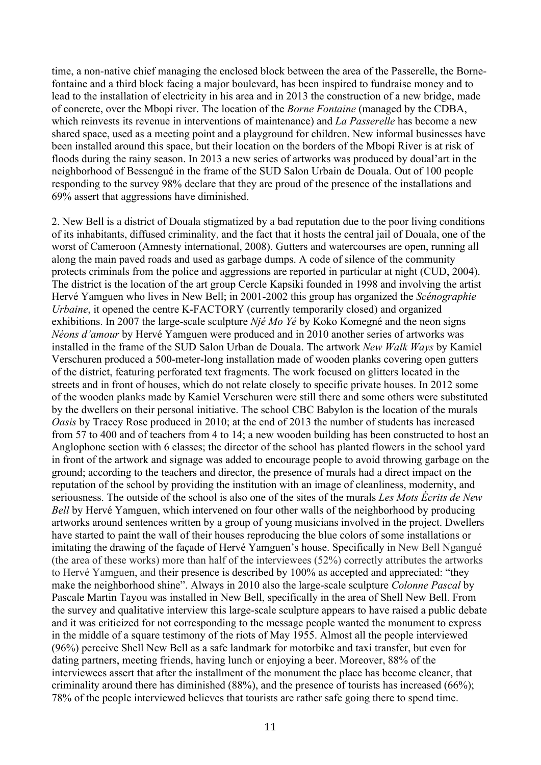time, a non-native chief managing the enclosed block between the area of the Passerelle, the Borne-fontaine and a third block facing a major boulevard, has been inspired to fundraise money and to lead to the installation of electricity in his area and in 2013 the construction of a new bridge, made of concrete, over the Mbopi river. The location of the *Borne Fontaine* (managed by the CDBA, which reinvests its revenue in interventions of maintenance) and *La Passerelle* has become a new shared space, used as a meeting point and a playground for children. New informal businesses have been installed around this space, but their location on the borders of the Mbopi River is at risk of floods during the rainy season. In 2013 a new series of artworks was produced by doual'art in the neighborhood of Bessengué in the frame of the SUD Salon Urbain de Douala. Out of 100 people responding to the survey 98% declare that they are proud of the presence of the installations and 69% assert that aggressions have diminished.

2. New Bell is a district of Douala stigmatized by a bad reputation due to the poor living conditions of its inhabitants, diffused criminality, and the fact that it hosts the central jail of Douala, one of the worst of Cameroon (Amnesty international, 2008). Gutters and watercourses are open, running all along the main paved roads and used as garbage dumps. A code of silence of the community protects criminals from the police and aggressions are reported in particular at night (CUD, 2004). The district is the location of the art group Cercle Kapsiki founded in 1998 and involving the artist Hervé Yamguen who lives in New Bell; in 2001-2002 this group has organized the *Scénographie Urbaine*, it opened the centre K-FACTORY (currently temporarily closed) and organized exhibitions. In 2007 the large-scale sculpture *Njé Mo Yé* by Koko Komegné and the neon signs *Néons d'amour* by Hervé Yamguen were produced and in 2010 another series of artworks was installed in the frame of the SUD Salon Urban de Douala. The artwork *New Walk Ways* by Kamiel Verschuren produced a 500-meter-long installation made of wooden planks covering open gutters of the district, featuring perforated text fragments. The work focused on glitters located in the streets and in front of houses, which do not relate closely to specific private houses. In 2012 some of the wooden planks made by Kamiel Verschuren were still there and some others were substituted by the dwellers on their personal initiative. The school CBC Babylon is the location of the murals *Oasis* by Tracey Rose produced in 2010; at the end of 2013 the number of students has increased from 57 to 400 and of teachers from 4 to 14; a new wooden building has been constructed to host an Anglophone section with 6 classes; the director of the school has planted flowers in the school yard in front of the artwork and signage was added to encourage people to avoid throwing garbage on the ground; according to the teachers and director, the presence of murals had a direct impact on the reputation of the school by providing the institution with an image of cleanliness, modernity, and seriousness. The outside of the school is also one of the sites of the murals *Les Mots Écrits de New Bell* by Hervé Yamguen, which intervened on four other walls of the neighborhood by producing artworks around sentences written by a group of young musicians involved in the project. Dwellers have started to paint the wall of their houses reproducing the blue colors of some installations or imitating the drawing of the façade of Hervé Yamguen's house. Specifically in New Bell Ngangué (the area of these works) more than half of the interviewees (52%) correctly attributes the artworks to Hervé Yamguen, and their presence is described by 100% as accepted and appreciated: "they make the neighborhood shine". Always in 2010 also the large-scale sculpture *Colonne Pascal* by Pascale Martin Tayou was installed in New Bell, specifically in the area of Shell New Bell. From the survey and qualitative interview this large-scale sculpture appears to have raised a public debate and it was criticized for not corresponding to the message people wanted the monument to express in the middle of a square testimony of the riots of May 1955. Almost all the people interviewed (96%) perceive Shell New Bell as a safe landmark for motorbike and taxi transfer, but even for dating partners, meeting friends, having lunch or enjoying a beer. Moreover, 88% of the interviewees assert that after the installment of the monument the place has become cleaner, that criminality around there has diminished (88%), and the presence of tourists has increased (66%); 78% of the people interviewed believes that tourists are rather safe going there to spend time.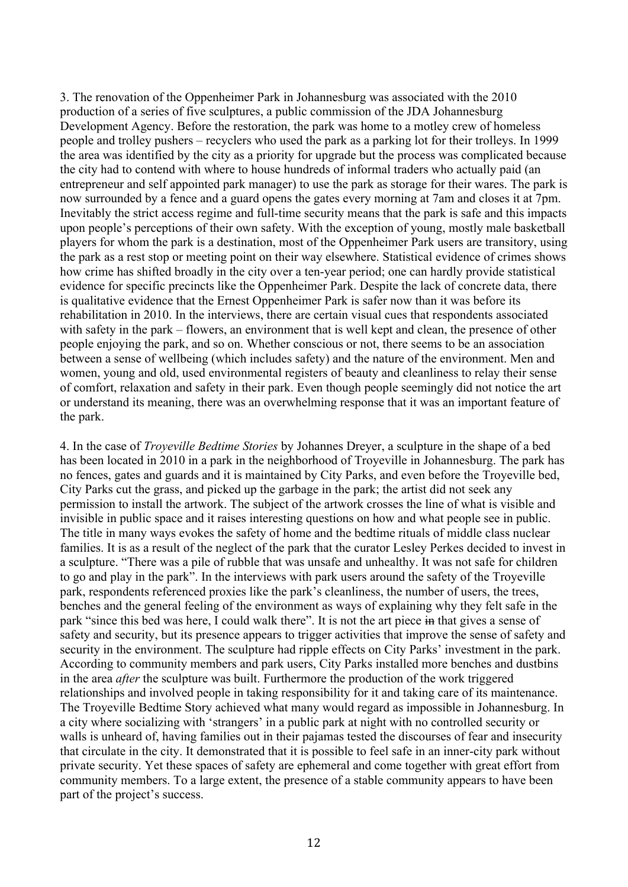3. The renovation of the Oppenheimer Park in Johannesburg was associated with the 2010 production of a series of five sculptures, a public commission of the JDA Johannesburg Development Agency. Before the restoration, the park was home to a motley crew of homeless people and trolley pushers – recyclers who used the park as a parking lot for their trolleys. In 1999 the area was identified by the city as a priority for upgrade but the process was complicated because the city had to contend with where to house hundreds of informal traders who actually paid (an entrepreneur and self appointed park manager) to use the park as storage for their wares. The park is now surrounded by a fence and a guard opens the gates every morning at 7am and closes it at 7pm. Inevitably the strict access regime and full-time security means that the park is safe and this impacts upon people's perceptions of their own safety. With the exception of young, mostly male basketball players for whom the park is a destination, most of the Oppenheimer Park users are transitory, using the park as a rest stop or meeting point on their way elsewhere. Statistical evidence of crimes shows how crime has shifted broadly in the city over a ten-year period; one can hardly provide statistical evidence for specific precincts like the Oppenheimer Park. Despite the lack of concrete data, there is qualitative evidence that the Ernest Oppenheimer Park is safer now than it was before its rehabilitation in 2010. In the interviews, there are certain visual cues that respondents associated with safety in the park – flowers, an environment that is well kept and clean, the presence of other people enjoying the park, and so on. Whether conscious or not, there seems to be an association between a sense of wellbeing (which includes safety) and the nature of the environment. Men and women, young and old, used environmental registers of beauty and cleanliness to relay their sense of comfort, relaxation and safety in their park. Even though people seemingly did not notice the art or understand its meaning, there was an overwhelming response that it was an important feature of the park.

4. In the case of *Troyeville Bedtime Stories* by Johannes Dreyer, a sculpture in the shape of a bed has been located in 2010 in a park in the neighborhood of Troyeville in Johannesburg. The park has no fences, gates and guards and it is maintained by City Parks, and even before the Troyeville bed, City Parks cut the grass, and picked up the garbage in the park; the artist did not seek any permission to install the artwork. The subject of the artwork crosses the line of what is visible and invisible in public space and it raises interesting questions on how and what people see in public. The title in many ways evokes the safety of home and the bedtime rituals of middle class nuclear families. It is as a result of the neglect of the park that the curator Lesley Perkes decided to invest in a sculpture. "There was a pile of rubble that was unsafe and unhealthy. It was not safe for children to go and play in the park". In the interviews with park users around the safety of the Troyeville park, respondents referenced proxies like the park's cleanliness, the number of users, the trees, benches and the general feeling of the environment as ways of explaining why they felt safe in the park "since this bed was here, I could walk there". It is not the art piece ~~in~~ that gives a sense of safety and security, but its presence appears to trigger activities that improve the sense of safety and security in the environment. The sculpture had ripple effects on City Parks' investment in the park. According to community members and park users, City Parks installed more benches and dustbins in the area *after* the sculpture was built. Furthermore the production of the work triggered relationships and involved people in taking responsibility for it and taking care of its maintenance. The Troyeville Bedtime Story achieved what many would regard as impossible in Johannesburg. In a city where socializing with 'strangers' in a public park at night with no controlled security or walls is unheard of, having families out in their pajamas tested the discourses of fear and insecurity that circulate in the city. It demonstrated that it is possible to feel safe in an inner-city park without private security. Yet these spaces of safety are ephemeral and come together with great effort from community members. To a large extent, the presence of a stable community appears to have been part of the project's success.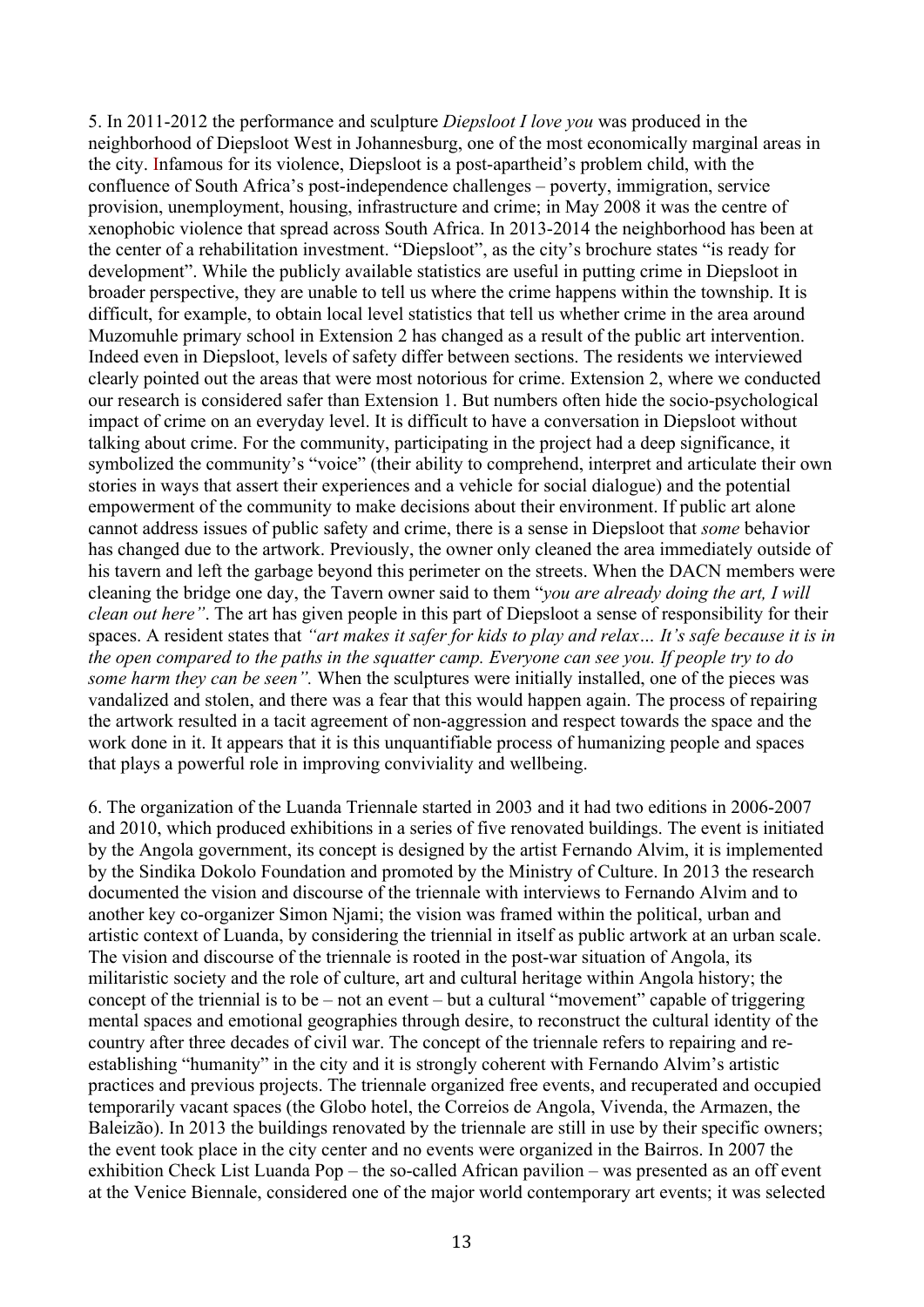5. In 2011-2012 the performance and sculpture *Diepsloot I love you* was produced in the neighborhood of Diepsloot West in Johannesburg, one of the most economically marginal areas in the city. Infamous for its violence, Diepsloot is a post-apartheid's problem child, with the confluence of South Africa's post-independence challenges – poverty, immigration, service provision, unemployment, housing, infrastructure and crime; in May 2008 it was the centre of xenophobic violence that spread across South Africa. In 2013-2014 the neighborhood has been at the center of a rehabilitation investment. "Diepsloot", as the city's brochure states "is ready for development". While the publicly available statistics are useful in putting crime in Diepsloot in broader perspective, they are unable to tell us where the crime happens within the township. It is difficult, for example, to obtain local level statistics that tell us whether crime in the area around Muzomuhle primary school in Extension 2 has changed as a result of the public art intervention. Indeed even in Diepsloot, levels of safety differ between sections. The residents we interviewed clearly pointed out the areas that were most notorious for crime. Extension 2, where we conducted our research is considered safer than Extension 1. But numbers often hide the socio-psychological impact of crime on an everyday level. It is difficult to have a conversation in Diepsloot without talking about crime. For the community, participating in the project had a deep significance, it symbolized the community's "voice" (their ability to comprehend, interpret and articulate their own stories in ways that assert their experiences and a vehicle for social dialogue) and the potential empowerment of the community to make decisions about their environment. If public art alone cannot address issues of public safety and crime, there is a sense in Diepsloot that *some* behavior has changed due to the artwork. Previously, the owner only cleaned the area immediately outside of his tavern and left the garbage beyond this perimeter on the streets. When the DACN members were cleaning the bridge one day, the Tavern owner said to them "*you are already doing the art, I will clean out here"*. The art has given people in this part of Diepsloot a sense of responsibility for their spaces. A resident states that *"art makes it safer for kids to play and relax… It's safe because it is in the open compared to the paths in the squatter camp. Everyone can see you. If people try to do some harm they can be seen".* When the sculptures were initially installed, one of the pieces was vandalized and stolen, and there was a fear that this would happen again. The process of repairing the artwork resulted in a tacit agreement of non-aggression and respect towards the space and the work done in it. It appears that it is this unquantifiable process of humanizing people and spaces that plays a powerful role in improving conviviality and wellbeing.

6. The organization of the Luanda Triennale started in 2003 and it had two editions in 2006-2007 and 2010, which produced exhibitions in a series of five renovated buildings. The event is initiated by the Angola government, its concept is designed by the artist Fernando Alvim, it is implemented by the Sindika Dokolo Foundation and promoted by the Ministry of Culture. In 2013 the research documented the vision and discourse of the triennale with interviews to Fernando Alvim and to another key co-organizer Simon Njami; the vision was framed within the political, urban and artistic context of Luanda, by considering the triennial in itself as public artwork at an urban scale. The vision and discourse of the triennale is rooted in the post-war situation of Angola, its militaristic society and the role of culture, art and cultural heritage within Angola history; the concept of the triennial is to be – not an event – but a cultural "movement" capable of triggering mental spaces and emotional geographies through desire, to reconstruct the cultural identity of the country after three decades of civil war. The concept of the triennale refers to repairing and re-establishing "humanity" in the city and it is strongly coherent with Fernando Alvim's artistic practices and previous projects. The triennale organized free events, and recuperated and occupied temporarily vacant spaces (the Globo hotel, the Correios de Angola, Vivenda, the Armazen, the Baleizão). In 2013 the buildings renovated by the triennale are still in use by their specific owners; the event took place in the city center and no events were organized in the Bairros. In 2007 the exhibition Check List Luanda Pop – the so-called African pavilion – was presented as an off event at the Venice Biennale, considered one of the major world contemporary art events; it was selected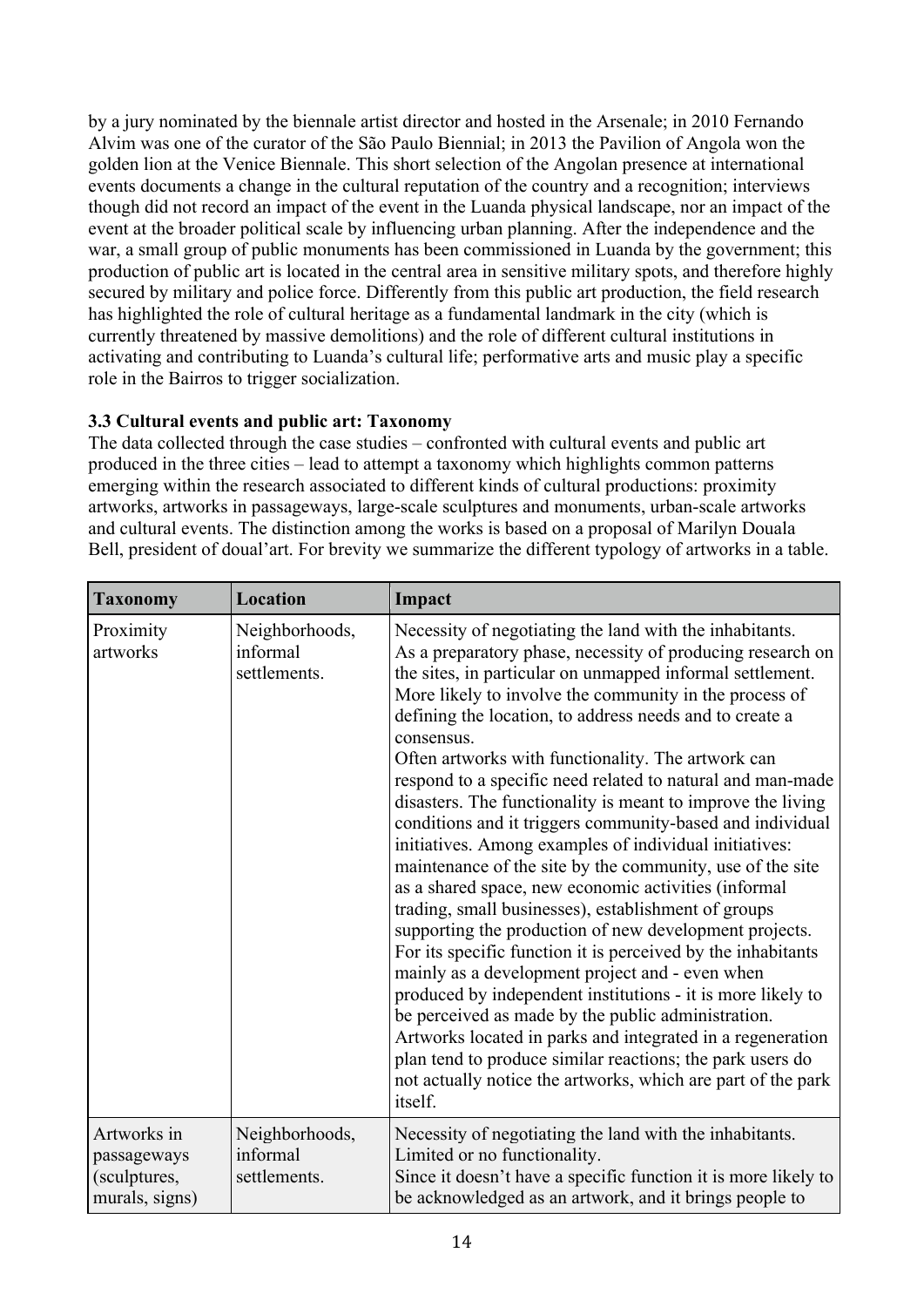by a jury nominated by the biennale artist director and hosted in the Arsenale; in 2010 Fernando Alvim was one of the curator of the São Paulo Biennial; in 2013 the Pavilion of Angola won the golden lion at the Venice Biennale. This short selection of the Angolan presence at international events documents a change in the cultural reputation of the country and a recognition; interviews though did not record an impact of the event in the Luanda physical landscape, nor an impact of the event at the broader political scale by influencing urban planning. After the independence and the war, a small group of public monuments has been commissioned in Luanda by the government; this production of public art is located in the central area in sensitive military spots, and therefore highly secured by military and police force. Differently from this public art production, the field research has highlighted the role of cultural heritage as a fundamental landmark in the city (which is currently threatened by massive demolitions) and the role of different cultural institutions in activating and contributing to Luanda's cultural life; performative arts and music play a specific role in the Bairros to trigger socialization.

### 3.3 Cultural events and public art: Taxonomy

The data collected through the case studies – confronted with cultural events and public art produced in the three cities – lead to attempt a taxonomy which highlights common patterns emerging within the research associated to different kinds of cultural productions: proximity artworks, artworks in passageways, large-scale sculptures and monuments, urban-scale artworks and cultural events. The distinction among the works is based on a proposal of Marilyn Douala Bell, president of doual'art. For brevity we summarize the different typology of artworks in a table.

| Taxonomy | Location | Impact |
|---|---|---|
| Proximity artworks | Neighborhoods, informal settlements. | Necessity of negotiating the land with the inhabitants. As a preparatory phase, necessity of producing research on the sites, in particular on unmapped informal settlement. More likely to involve the community in the process of defining the location, to address needs and to create a consensus. Often artworks with functionality. The artwork can respond to a specific need related to natural and man-made disasters. The functionality is meant to improve the living conditions and it triggers community-based and individual initiatives. Among examples of individual initiatives: maintenance of the site by the community, use of the site as a shared space, new economic activities (informal trading, small businesses), establishment of groups supporting the production of new development projects. For its specific function it is perceived by the inhabitants mainly as a development project and - even when produced by independent institutions - it is more likely to be perceived as made by the public administration. Artworks located in parks and integrated in a regeneration plan tend to produce similar reactions; the park users do not actually notice the artworks, which are part of the park itself. |
| Artworks in passageways (sculptures, murals, signs) | Neighborhoods, informal settlements. | Necessity of negotiating the land with the inhabitants. Limited or no functionality. Since it doesn't have a specific function it is more likely to be acknowledged as an artwork, and it brings people to |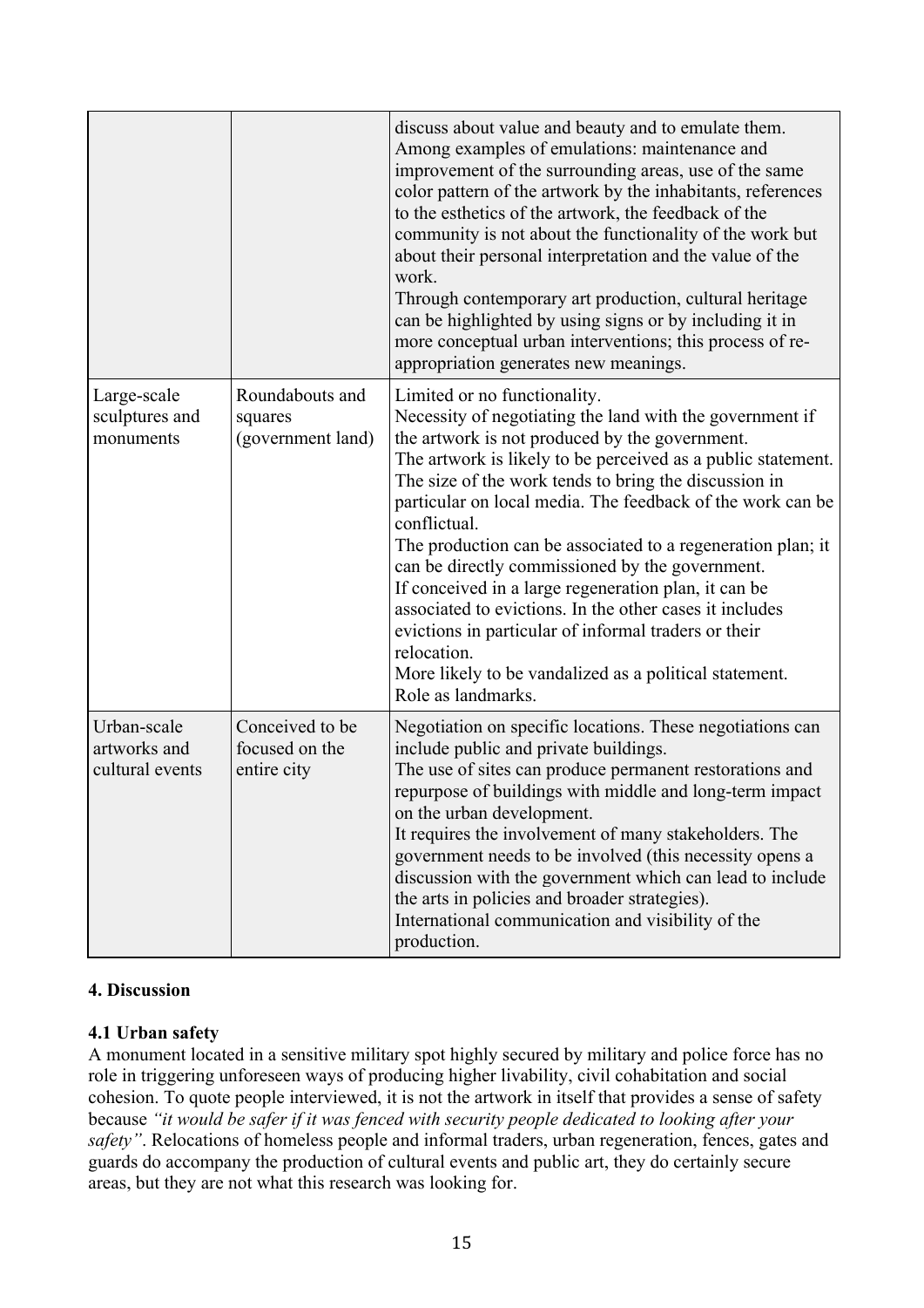| | | |
|---|---|---|
| | | discuss about value and beauty and to emulate them. Among examples of emulations: maintenance and improvement of the surrounding areas, use of the same color pattern of the artwork by the inhabitants, references to the esthetics of the artwork, the feedback of the community is not about the functionality of the work but about their personal interpretation and the value of the work.<br>Through contemporary art production, cultural heritage can be highlighted by using signs or by including it in more conceptual urban interventions; this process of re-appropriation generates new meanings. |
| Large-scale sculptures and monuments | Roundabouts and squares (government land) | Limited or no functionality.<br>Necessity of negotiating the land with the government if the artwork is not produced by the government.<br>The artwork is likely to be perceived as a public statement. The size of the work tends to bring the discussion in particular on local media. The feedback of the work can be conflictual.<br>The production can be associated to a regeneration plan; it can be directly commissioned by the government.<br>If conceived in a large regeneration plan, it can be associated to evictions. In the other cases it includes evictions in particular of informal traders or their relocation.<br>More likely to be vandalized as a political statement.<br>Role as landmarks. |
| Urban-scale artworks and cultural events | Conceived to be focused on the entire city | Negotiation on specific locations. These negotiations can include public and private buildings.<br>The use of sites can produce permanent restorations and repurpose of buildings with middle and long-term impact on the urban development.<br>It requires the involvement of many stakeholders. The government needs to be involved (this necessity opens a discussion with the government which can lead to include the arts in policies and broader strategies).<br>International communication and visibility of the production. |

## 4. Discussion

### 4.1 Urban safety

A monument located in a sensitive military spot highly secured by military and police force has no role in triggering unforeseen ways of producing higher livability, civil cohabitation and social cohesion. To quote people interviewed, it is not the artwork in itself that provides a sense of safety because *"it would be safer if it was fenced with security people dedicated to looking after your safety"*. Relocations of homeless people and informal traders, urban regeneration, fences, gates and guards do accompany the production of cultural events and public art, they do certainly secure areas, but they are not what this research was looking for.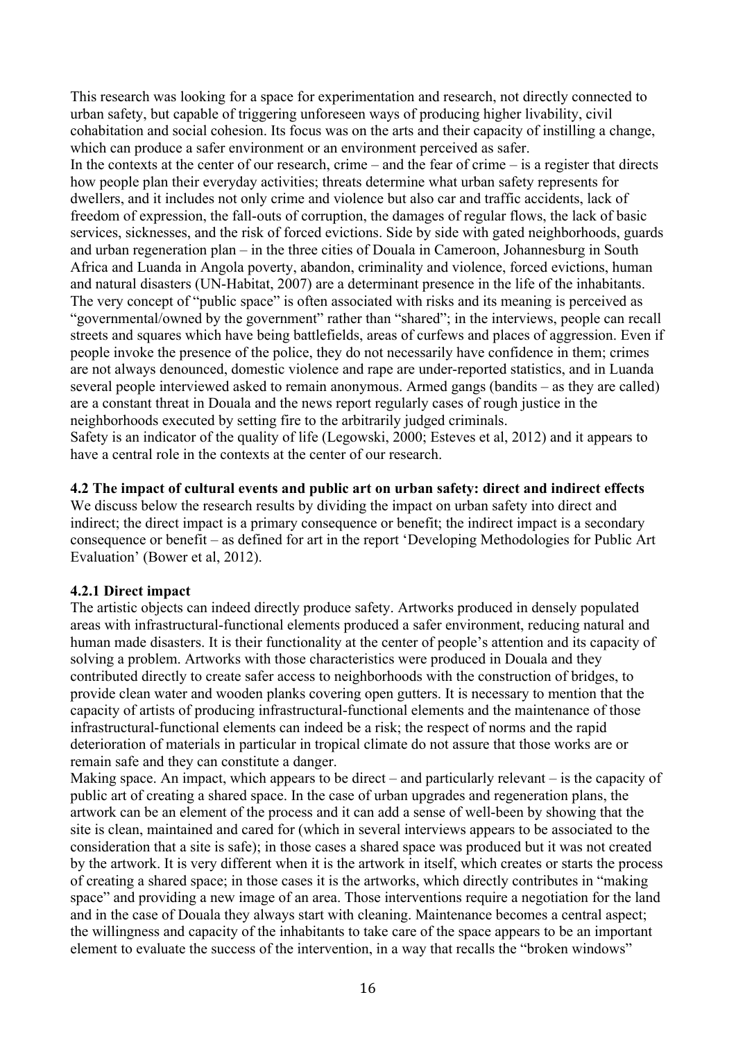This research was looking for a space for experimentation and research, not directly connected to urban safety, but capable of triggering unforeseen ways of producing higher livability, civil cohabitation and social cohesion. Its focus was on the arts and their capacity of instilling a change, which can produce a safer environment or an environment perceived as safer.

In the contexts at the center of our research, crime – and the fear of crime – is a register that directs how people plan their everyday activities; threats determine what urban safety represents for dwellers, and it includes not only crime and violence but also car and traffic accidents, lack of freedom of expression, the fall-outs of corruption, the damages of regular flows, the lack of basic services, sicknesses, and the risk of forced evictions. Side by side with gated neighborhoods, guards and urban regeneration plan – in the three cities of Douala in Cameroon, Johannesburg in South Africa and Luanda in Angola poverty, abandon, criminality and violence, forced evictions, human and natural disasters (UN-Habitat, 2007) are a determinant presence in the life of the inhabitants. The very concept of "public space" is often associated with risks and its meaning is perceived as "governmental/owned by the government" rather than "shared"; in the interviews, people can recall streets and squares which have being battlefields, areas of curfews and places of aggression. Even if people invoke the presence of the police, they do not necessarily have confidence in them; crimes are not always denounced, domestic violence and rape are under-reported statistics, and in Luanda several people interviewed asked to remain anonymous. Armed gangs (bandits – as they are called) are a constant threat in Douala and the news report regularly cases of rough justice in the neighborhoods executed by setting fire to the arbitrarily judged criminals.

Safety is an indicator of the quality of life (Legowski, 2000; Esteves et al, 2012) and it appears to have a central role in the contexts at the center of our research.

### 4.2 The impact of cultural events and public art on urban safety: direct and indirect effects

We discuss below the research results by dividing the impact on urban safety into direct and indirect; the direct impact is a primary consequence or benefit; the indirect impact is a secondary consequence or benefit – as defined for art in the report 'Developing Methodologies for Public Art Evaluation' (Bower et al, 2012).

#### 4.2.1 Direct impact

The artistic objects can indeed directly produce safety. Artworks produced in densely populated areas with infrastructural-functional elements produced a safer environment, reducing natural and human made disasters. It is their functionality at the center of people's attention and its capacity of solving a problem. Artworks with those characteristics were produced in Douala and they contributed directly to create safer access to neighborhoods with the construction of bridges, to provide clean water and wooden planks covering open gutters. It is necessary to mention that the capacity of artists of producing infrastructural-functional elements and the maintenance of those infrastructural-functional elements can indeed be a risk; the respect of norms and the rapid deterioration of materials in particular in tropical climate do not assure that those works are or remain safe and they can constitute a danger.

Making space. An impact, which appears to be direct – and particularly relevant – is the capacity of public art of creating a shared space. In the case of urban upgrades and regeneration plans, the artwork can be an element of the process and it can add a sense of well-been by showing that the site is clean, maintained and cared for (which in several interviews appears to be associated to the consideration that a site is safe); in those cases a shared space was produced but it was not created by the artwork. It is very different when it is the artwork in itself, which creates or starts the process of creating a shared space; in those cases it is the artworks, which directly contributes in "making space" and providing a new image of an area. Those interventions require a negotiation for the land and in the case of Douala they always start with cleaning. Maintenance becomes a central aspect; the willingness and capacity of the inhabitants to take care of the space appears to be an important element to evaluate the success of the intervention, in a way that recalls the "broken windows"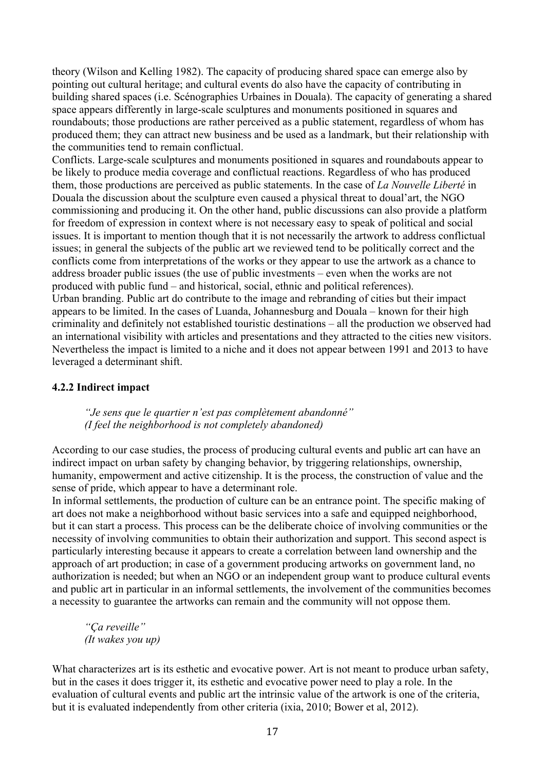theory (Wilson and Kelling 1982). The capacity of producing shared space can emerge also by pointing out cultural heritage; and cultural events do also have the capacity of contributing in building shared spaces (i.e. Scénographies Urbaines in Douala). The capacity of generating a shared space appears differently in large-scale sculptures and monuments positioned in squares and roundabouts; those productions are rather perceived as a public statement, regardless of whom has produced them; they can attract new business and be used as a landmark, but their relationship with the communities tend to remain conflictual.

Conflicts. Large-scale sculptures and monuments positioned in squares and roundabouts appear to be likely to produce media coverage and conflictual reactions. Regardless of who has produced them, those productions are perceived as public statements. In the case of *La Nouvelle Liberté* in Douala the discussion about the sculpture even caused a physical threat to doual'art, the NGO commissioning and producing it. On the other hand, public discussions can also provide a platform for freedom of expression in context where is not necessary easy to speak of political and social issues. It is important to mention though that it is not necessarily the artwork to address conflictual issues; in general the subjects of the public art we reviewed tend to be politically correct and the conflicts come from interpretations of the works or they appear to use the artwork as a chance to address broader public issues (the use of public investments – even when the works are not produced with public fund – and historical, social, ethnic and political references).

Urban branding. Public art do contribute to the image and rebranding of cities but their impact appears to be limited. In the cases of Luanda, Johannesburg and Douala – known for their high criminality and definitely not established touristic destinations – all the production we observed had an international visibility with articles and presentations and they attracted to the cities new visitors. Nevertheless the impact is limited to a niche and it does not appear between 1991 and 2013 to have leveraged a determinant shift.

### 4.2.2 Indirect impact

> *"Je sens que le quartier n'est pas complètement abandonné"*
> *(I feel the neighborhood is not completely abandoned)*

According to our case studies, the process of producing cultural events and public art can have an indirect impact on urban safety by changing behavior, by triggering relationships, ownership, humanity, empowerment and active citizenship. It is the process, the construction of value and the sense of pride, which appear to have a determinant role.

In informal settlements, the production of culture can be an entrance point. The specific making of art does not make a neighborhood without basic services into a safe and equipped neighborhood, but it can start a process. This process can be the deliberate choice of involving communities or the necessity of involving communities to obtain their authorization and support. This second aspect is particularly interesting because it appears to create a correlation between land ownership and the approach of art production; in case of a government producing artworks on government land, no authorization is needed; but when an NGO or an independent group want to produce cultural events and public art in particular in an informal settlements, the involvement of the communities becomes a necessity to guarantee the artworks can remain and the community will not oppose them.

> *"Ça reveille"*
> *(It wakes you up)*

What characterizes art is its esthetic and evocative power. Art is not meant to produce urban safety, but in the cases it does trigger it, its esthetic and evocative power need to play a role. In the evaluation of cultural events and public art the intrinsic value of the artwork is one of the criteria, but it is evaluated independently from other criteria (ixia, 2010; Bower et al, 2012).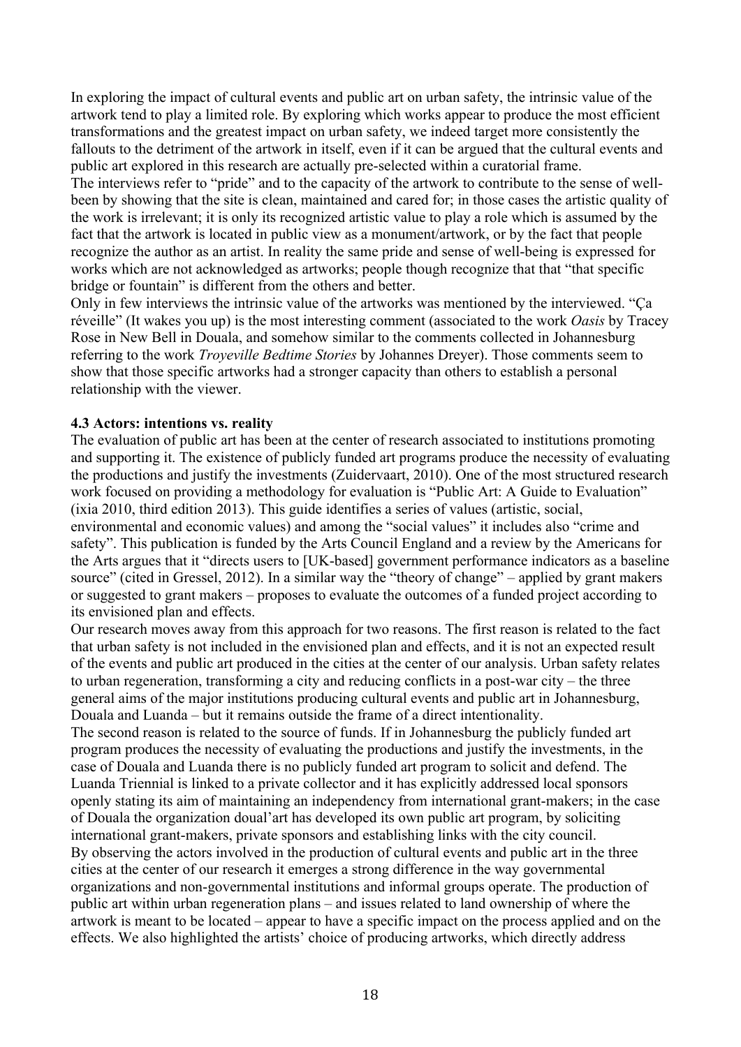In exploring the impact of cultural events and public art on urban safety, the intrinsic value of the artwork tend to play a limited role. By exploring which works appear to produce the most efficient transformations and the greatest impact on urban safety, we indeed target more consistently the fallouts to the detriment of the artwork in itself, even if it can be argued that the cultural events and public art explored in this research are actually pre-selected within a curatorial frame.

The interviews refer to "pride" and to the capacity of the artwork to contribute to the sense of well-been by showing that the site is clean, maintained and cared for; in those cases the artistic quality of the work is irrelevant; it is only its recognized artistic value to play a role which is assumed by the fact that the artwork is located in public view as a monument/artwork, or by the fact that people recognize the author as an artist. In reality the same pride and sense of well-being is expressed for works which are not acknowledged as artworks; people though recognize that that "that specific bridge or fountain" is different from the others and better.

Only in few interviews the intrinsic value of the artworks was mentioned by the interviewed. "Ça réveille" (It wakes you up) is the most interesting comment (associated to the work *Oasis* by Tracey Rose in New Bell in Douala, and somehow similar to the comments collected in Johannesburg referring to the work *Troyeville Bedtime Stories* by Johannes Dreyer). Those comments seem to show that those specific artworks had a stronger capacity than others to establish a personal relationship with the viewer.

### 4.3 Actors: intentions vs. reality

The evaluation of public art has been at the center of research associated to institutions promoting and supporting it. The existence of publicly funded art programs produce the necessity of evaluating the productions and justify the investments (Zuidervaart, 2010). One of the most structured research work focused on providing a methodology for evaluation is "Public Art: A Guide to Evaluation" (ixia 2010, third edition 2013). This guide identifies a series of values (artistic, social, environmental and economic values) and among the "social values" it includes also "crime and safety". This publication is funded by the Arts Council England and a review by the Americans for the Arts argues that it "directs users to [UK-based] government performance indicators as a baseline source" (cited in Gressel, 2012). In a similar way the "theory of change" – applied by grant makers or suggested to grant makers – proposes to evaluate the outcomes of a funded project according to its envisioned plan and effects.

Our research moves away from this approach for two reasons. The first reason is related to the fact that urban safety is not included in the envisioned plan and effects, and it is not an expected result of the events and public art produced in the cities at the center of our analysis. Urban safety relates to urban regeneration, transforming a city and reducing conflicts in a post-war city – the three general aims of the major institutions producing cultural events and public art in Johannesburg, Douala and Luanda – but it remains outside the frame of a direct intentionality.

The second reason is related to the source of funds. If in Johannesburg the publicly funded art program produces the necessity of evaluating the productions and justify the investments, in the case of Douala and Luanda there is no publicly funded art program to solicit and defend. The Luanda Triennial is linked to a private collector and it has explicitly addressed local sponsors openly stating its aim of maintaining an independency from international grant-makers; in the case of Douala the organization doual'art has developed its own public art program, by soliciting international grant-makers, private sponsors and establishing links with the city council.

By observing the actors involved in the production of cultural events and public art in the three cities at the center of our research it emerges a strong difference in the way governmental organizations and non-governmental institutions and informal groups operate. The production of public art within urban regeneration plans – and issues related to land ownership of where the artwork is meant to be located – appear to have a specific impact on the process applied and on the effects. We also highlighted the artists' choice of producing artworks, which directly address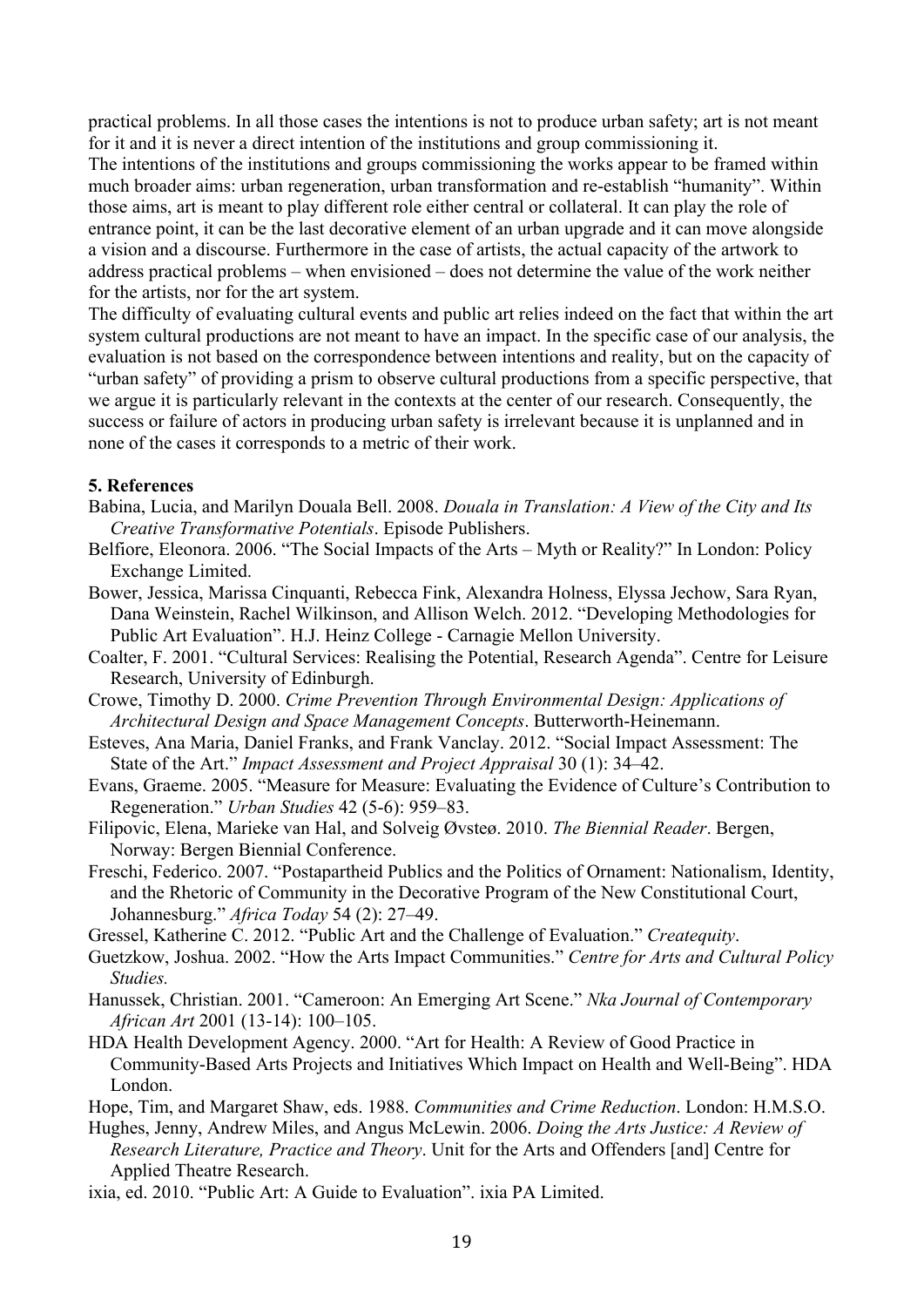practical problems. In all those cases the intentions is not to produce urban safety; art is not meant for it and it is never a direct intention of the institutions and group commissioning it.
The intentions of the institutions and groups commissioning the works appear to be framed within much broader aims: urban regeneration, urban transformation and re-establish "humanity". Within those aims, art is meant to play different role either central or collateral. It can play the role of entrance point, it can be the last decorative element of an urban upgrade and it can move alongside a vision and a discourse. Furthermore in the case of artists, the actual capacity of the artwork to address practical problems – when envisioned – does not determine the value of the work neither for the artists, nor for the art system.
The difficulty of evaluating cultural events and public art relies indeed on the fact that within the art system cultural productions are not meant to have an impact. In the specific case of our analysis, the evaluation is not based on the correspondence between intentions and reality, but on the capacity of "urban safety" of providing a prism to observe cultural productions from a specific perspective, that we argue it is particularly relevant in the contexts at the center of our research. Consequently, the success or failure of actors in producing urban safety is irrelevant because it is unplanned and in none of the cases it corresponds to a metric of their work.

## 5. References

Babina, Lucia, and Marilyn Douala Bell. 2008. *Douala in Translation: A View of the City and Its Creative Transformative Potentials*. Episode Publishers.

Belfiore, Eleonora. 2006. "The Social Impacts of the Arts – Myth or Reality?" In London: Policy Exchange Limited.

Bower, Jessica, Marissa Cinquanti, Rebecca Fink, Alexandra Holness, Elyssa Jechow, Sara Ryan, Dana Weinstein, Rachel Wilkinson, and Allison Welch. 2012. "Developing Methodologies for Public Art Evaluation". H.J. Heinz College - Carnagie Mellon University.

Coalter, F. 2001. "Cultural Services: Realising the Potential, Research Agenda". Centre for Leisure Research, University of Edinburgh.

Crowe, Timothy D. 2000. *Crime Prevention Through Environmental Design: Applications of Architectural Design and Space Management Concepts*. Butterworth-Heinemann.

Esteves, Ana Maria, Daniel Franks, and Frank Vanclay. 2012. "Social Impact Assessment: The State of the Art." *Impact Assessment and Project Appraisal* 30 (1): 34–42.

Evans, Graeme. 2005. "Measure for Measure: Evaluating the Evidence of Culture's Contribution to Regeneration." *Urban Studies* 42 (5-6): 959–83.

Filipovic, Elena, Marieke van Hal, and Solveig Øvsteø. 2010. *The Biennial Reader*. Bergen, Norway: Bergen Biennial Conference.

Freschi, Federico. 2007. "Postapartheid Publics and the Politics of Ornament: Nationalism, Identity, and the Rhetoric of Community in the Decorative Program of the New Constitutional Court, Johannesburg." *Africa Today* 54 (2): 27–49.

Gressel, Katherine C. 2012. "Public Art and the Challenge of Evaluation." *Createquity*.

Guetzkow, Joshua. 2002. "How the Arts Impact Communities." *Centre for Arts and Cultural Policy Studies.*

Hanussek, Christian. 2001. "Cameroon: An Emerging Art Scene." *Nka Journal of Contemporary African Art* 2001 (13-14): 100–105.

HDA Health Development Agency. 2000. "Art for Health: A Review of Good Practice in Community-Based Arts Projects and Initiatives Which Impact on Health and Well-Being". HDA London.

Hope, Tim, and Margaret Shaw, eds. 1988. *Communities and Crime Reduction*. London: H.M.S.O.

Hughes, Jenny, Andrew Miles, and Angus McLewin. 2006. *Doing the Arts Justice: A Review of Research Literature, Practice and Theory*. Unit for the Arts and Offenders [and] Centre for Applied Theatre Research.

ixia, ed. 2010. "Public Art: A Guide to Evaluation". ixia PA Limited.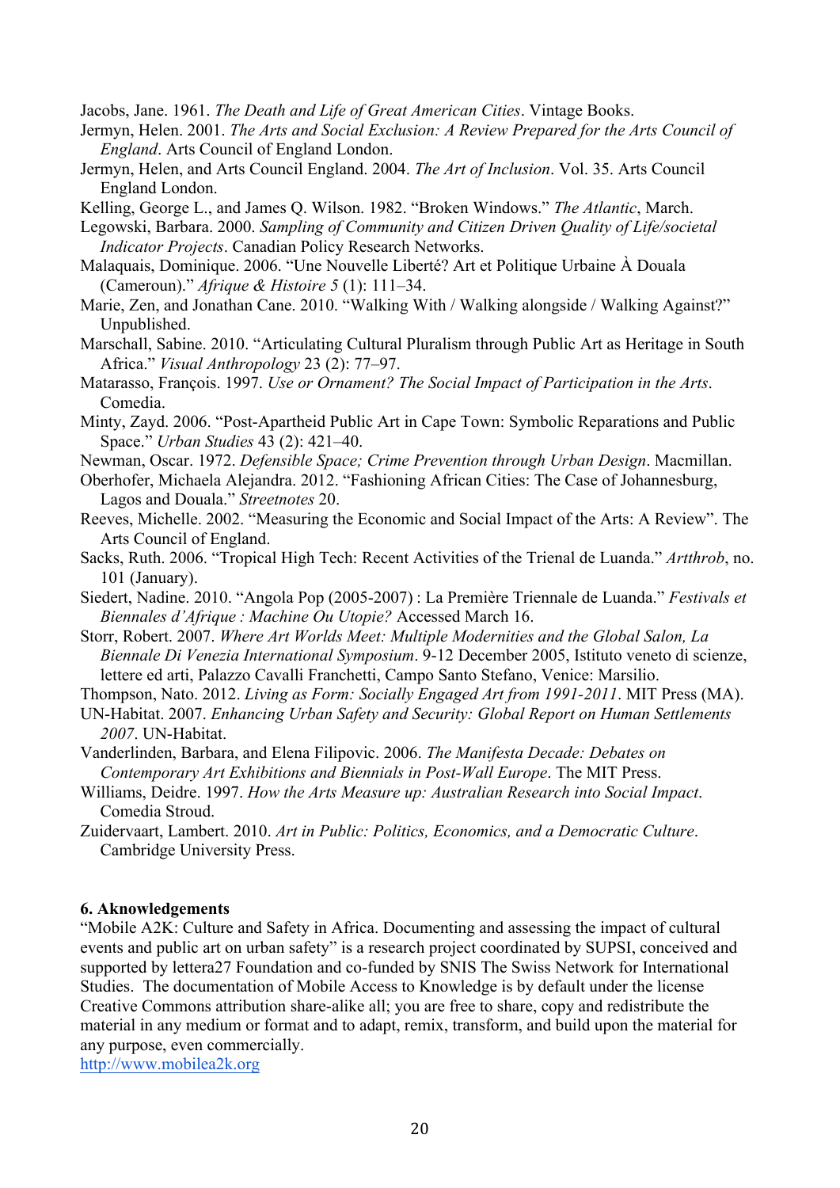Jacobs, Jane. 1961. *The Death and Life of Great American Cities*. Vintage Books.

Jermyn, Helen. 2001. *The Arts and Social Exclusion: A Review Prepared for the Arts Council of England*. Arts Council of England London.

Jermyn, Helen, and Arts Council England. 2004. *The Art of Inclusion*. Vol. 35. Arts Council England London.

Kelling, George L., and James Q. Wilson. 1982. "Broken Windows." *The Atlantic*, March.

Legowski, Barbara. 2000. *Sampling of Community and Citizen Driven Quality of Life/societal Indicator Projects*. Canadian Policy Research Networks.

Malaquais, Dominique. 2006. "Une Nouvelle Liberté? Art et Politique Urbaine À Douala (Cameroun)." *Afrique & Histoire 5* (1): 111–34.

Marie, Zen, and Jonathan Cane. 2010. "Walking With / Walking alongside / Walking Against?" Unpublished.

Marschall, Sabine. 2010. "Articulating Cultural Pluralism through Public Art as Heritage in South Africa." *Visual Anthropology* 23 (2): 77–97.

Matarasso, François. 1997. *Use or Ornament? The Social Impact of Participation in the Arts*. Comedia.

Minty, Zayd. 2006. "Post-Apartheid Public Art in Cape Town: Symbolic Reparations and Public Space." *Urban Studies* 43 (2): 421–40.

Newman, Oscar. 1972. *Defensible Space; Crime Prevention through Urban Design*. Macmillan.

Oberhofer, Michaela Alejandra. 2012. "Fashioning African Cities: The Case of Johannesburg, Lagos and Douala." *Streetnotes* 20.

Reeves, Michelle. 2002. "Measuring the Economic and Social Impact of the Arts: A Review". The Arts Council of England.

Sacks, Ruth. 2006. "Tropical High Tech: Recent Activities of the Trienal de Luanda." *Artthrob*, no. 101 (January).

Siedert, Nadine. 2010. "Angola Pop (2005-2007) : La Première Triennale de Luanda." *Festivals et Biennales d'Afrique : Machine Ou Utopie?* Accessed March 16.

Storr, Robert. 2007. *Where Art Worlds Meet: Multiple Modernities and the Global Salon, La Biennale Di Venezia International Symposium*. 9-12 December 2005, Istituto veneto di scienze, lettere ed arti, Palazzo Cavalli Franchetti, Campo Santo Stefano, Venice: Marsilio.

Thompson, Nato. 2012. *Living as Form: Socially Engaged Art from 1991-2011*. MIT Press (MA).

UN-Habitat. 2007. *Enhancing Urban Safety and Security: Global Report on Human Settlements 2007*. UN-Habitat.

Vanderlinden, Barbara, and Elena Filipovic. 2006. *The Manifesta Decade: Debates on Contemporary Art Exhibitions and Biennials in Post-Wall Europe*. The MIT Press.

Williams, Deidre. 1997. *How the Arts Measure up: Australian Research into Social Impact*. Comedia Stroud.

Zuidervaart, Lambert. 2010. *Art in Public: Politics, Economics, and a Democratic Culture*. Cambridge University Press.

## 6. Aknowledgements

"Mobile A2K: Culture and Safety in Africa. Documenting and assessing the impact of cultural events and public art on urban safety" is a research project coordinated by SUPSI, conceived and supported by lettera27 Foundation and co-funded by SNIS The Swiss Network for International Studies. The documentation of Mobile Access to Knowledge is by default under the license Creative Commons attribution share-alike all; you are free to share, copy and redistribute the material in any medium or format and to adapt, remix, transform, and build upon the material for any purpose, even commercially.

http://www.mobilea2k.org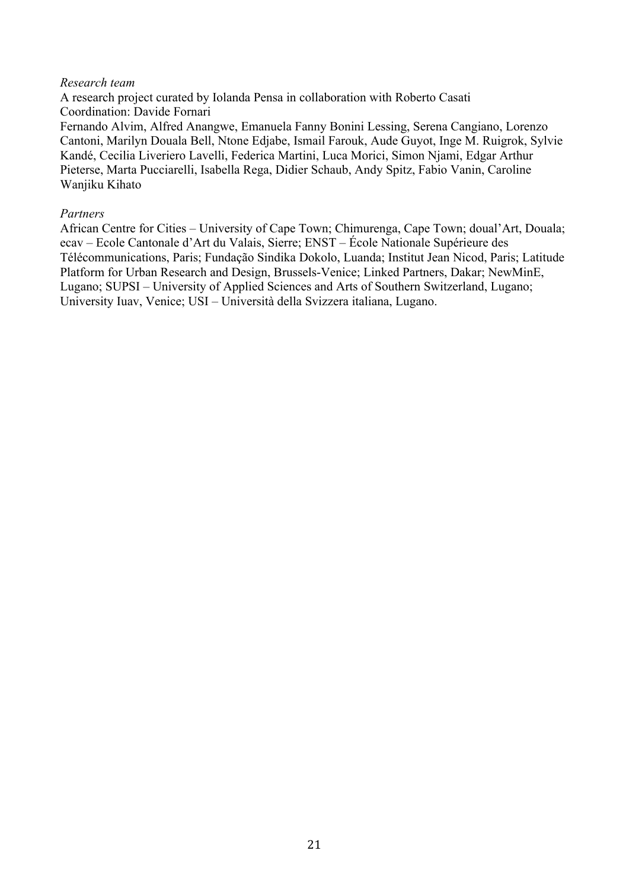*Research team*

A research project curated by Iolanda Pensa in collaboration with Roberto Casati
Coordination: Davide Fornari
Fernando Alvim, Alfred Anangwe, Emanuela Fanny Bonini Lessing, Serena Cangiano, Lorenzo Cantoni, Marilyn Douala Bell, Ntone Edjabe, Ismail Farouk, Aude Guyot, Inge M. Ruigrok, Sylvie Kandé, Cecilia Liveriero Lavelli, Federica Martini, Luca Morici, Simon Njami, Edgar Arthur Pieterse, Marta Pucciarelli, Isabella Rega, Didier Schaub, Andy Spitz, Fabio Vanin, Caroline Wanjiku Kihato

*Partners*

African Centre for Cities – University of Cape Town; Chimurenga, Cape Town; doual'Art, Douala; ecav – Ecole Cantonale d'Art du Valais, Sierre; ENST – École Nationale Supérieure des Télécommunications, Paris; Fundação Sindika Dokolo, Luanda; Institut Jean Nicod, Paris; Latitude Platform for Urban Research and Design, Brussels-Venice; Linked Partners, Dakar; NewMinE, Lugano; SUPSI – University of Applied Sciences and Arts of Southern Switzerland, Lugano; University Iuav, Venice; USI – Università della Svizzera italiana, Lugano.